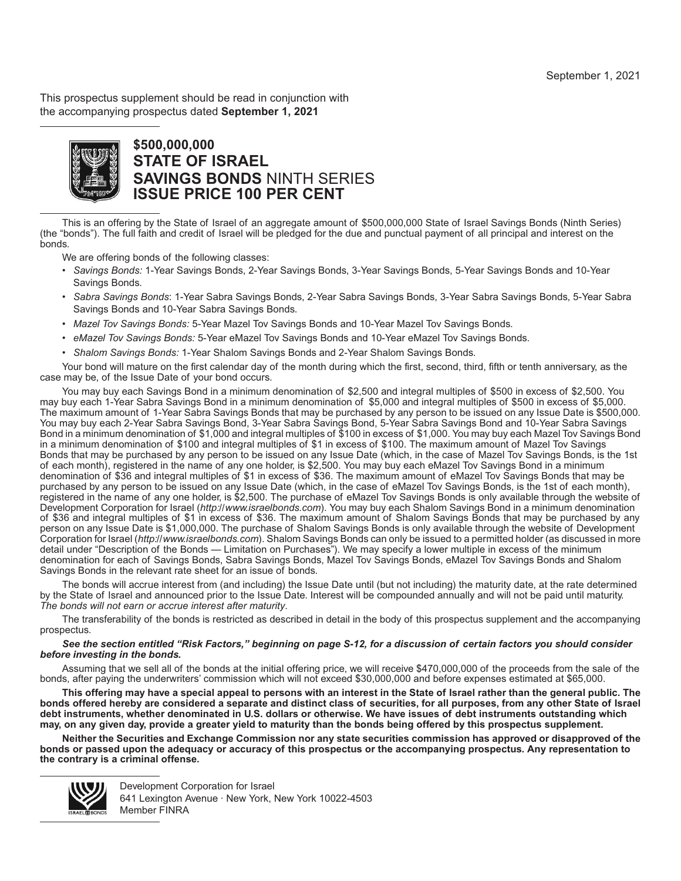September 1, 2021

This prospectus supplement should be read in conjunction with the accompanying prospectus dated **September 1, 2021**

# $500,000,000
# STATE OF ISRAEL
# SAVINGS BONDS NINTH SERIES
# ISSUE PRICE 100 PER CENT

This is an offering by the State of Israel of an aggregate amount of $500,000,000 State of Israel Savings Bonds (Ninth Series) (the "bonds"). The full faith and credit of Israel will be pledged for the due and punctual payment of all principal and interest on the bonds.

We are offering bonds of the following classes:

- *Savings Bonds:* 1-Year Savings Bonds, 2-Year Savings Bonds, 3-Year Savings Bonds, 5-Year Savings Bonds and 10-Year Savings Bonds.
- *Sabra Savings Bonds*: 1-Year Sabra Savings Bonds, 2-Year Sabra Savings Bonds, 3-Year Sabra Savings Bonds, 5-Year Sabra Savings Bonds and 10-Year Sabra Savings Bonds.
- *Mazel Tov Savings Bonds:* 5-Year Mazel Tov Savings Bonds and 10-Year Mazel Tov Savings Bonds.
- *eMazel Tov Savings Bonds:* 5-Year eMazel Tov Savings Bonds and 10-Year eMazel Tov Savings Bonds.
- *Shalom Savings Bonds:* 1-Year Shalom Savings Bonds and 2-Year Shalom Savings Bonds.

Your bond will mature on the first calendar day of the month during which the first, second, third, fifth or tenth anniversary, as the case may be, of the Issue Date of your bond occurs.

You may buy each Savings Bond in a minimum denomination of $2,500 and integral multiples of $500 in excess of $2,500. You may buy each 1-Year Sabra Savings Bond in a minimum denomination of $5,000 and integral multiples of $500 in excess of $5,000. The maximum amount of 1-Year Sabra Savings Bonds that may be purchased by any person to be issued on any Issue Date is $500,000. You may buy each 2-Year Sabra Savings Bond, 3-Year Sabra Savings Bond, 5-Year Sabra Savings Bond and 10-Year Sabra Savings Bond in a minimum denomination of $1,000 and integral multiples of $100 in excess of $1,000. You may buy each Mazel Tov Savings Bond in a minimum denomination of $100 and integral multiples of $1 in excess of $100. The maximum amount of Mazel Tov Savings Bonds that may be purchased by any person to be issued on any Issue Date (which, in the case of Mazel Tov Savings Bonds, is the 1st of each month), registered in the name of any one holder, is $2,500. You may buy each eMazel Tov Savings Bond in a minimum denomination of $36 and integral multiples of $1 in excess of $36. The maximum amount of eMazel Tov Savings Bonds that may be purchased by any person to be issued on any Issue Date (which, in the case of eMazel Tov Savings Bonds, is the 1st of each month), registered in the name of any one holder, is $2,500. The purchase of eMazel Tov Savings Bonds is only available through the website of Development Corporation for Israel (*http://www.israelbonds.com*). You may buy each Shalom Savings Bond in a minimum denomination of $36 and integral multiples of $1 in excess of $36. The maximum amount of Shalom Savings Bonds that may be purchased by any person on any Issue Date is $1,000,000. The purchase of Shalom Savings Bonds is only available through the website of Development Corporation for Israel (*http://www.israelbonds.com*). Shalom Savings Bonds can only be issued to a permitted holder (as discussed in more detail under "Description of the Bonds — Limitation on Purchases"). We may specify a lower multiple in excess of the minimum denomination for each of Savings Bonds, Sabra Savings Bonds, Mazel Tov Savings Bonds, eMazel Tov Savings Bonds and Shalom Savings Bonds in the relevant rate sheet for an issue of bonds.

The bonds will accrue interest from (and including) the Issue Date until (but not including) the maturity date, at the rate determined by the State of Israel and announced prior to the Issue Date. Interest will be compounded annually and will not be paid until maturity. *The bonds will not earn or accrue interest after maturity*.

The transferability of the bonds is restricted as described in detail in the body of this prospectus supplement and the accompanying prospectus.

***See the section entitled "Risk Factors," beginning on page S-12, for a discussion of certain factors you should consider before investing in the bonds.***

Assuming that we sell all of the bonds at the initial offering price, we will receive $470,000,000 of the proceeds from the sale of the bonds, after paying the underwriters' commission which will not exceed $30,000,000 and before expenses estimated at $65,000.

**This offering may have a special appeal to persons with an interest in the State of Israel rather than the general public. The bonds offered hereby are considered a separate and distinct class of securities, for all purposes, from any other State of Israel debt instruments, whether denominated in U.S. dollars or otherwise. We have issues of debt instruments outstanding which may, on any given day, provide a greater yield to maturity than the bonds being offered by this prospectus supplement.**

**Neither the Securities and Exchange Commission nor any state securities commission has approved or disapproved of the bonds or passed upon the adequacy or accuracy of this prospectus or the accompanying prospectus. Any representation to the contrary is a criminal offense.**

Development Corporation for Israel
641 Lexington Avenue · New York, New York 10022-4503
Member FINRA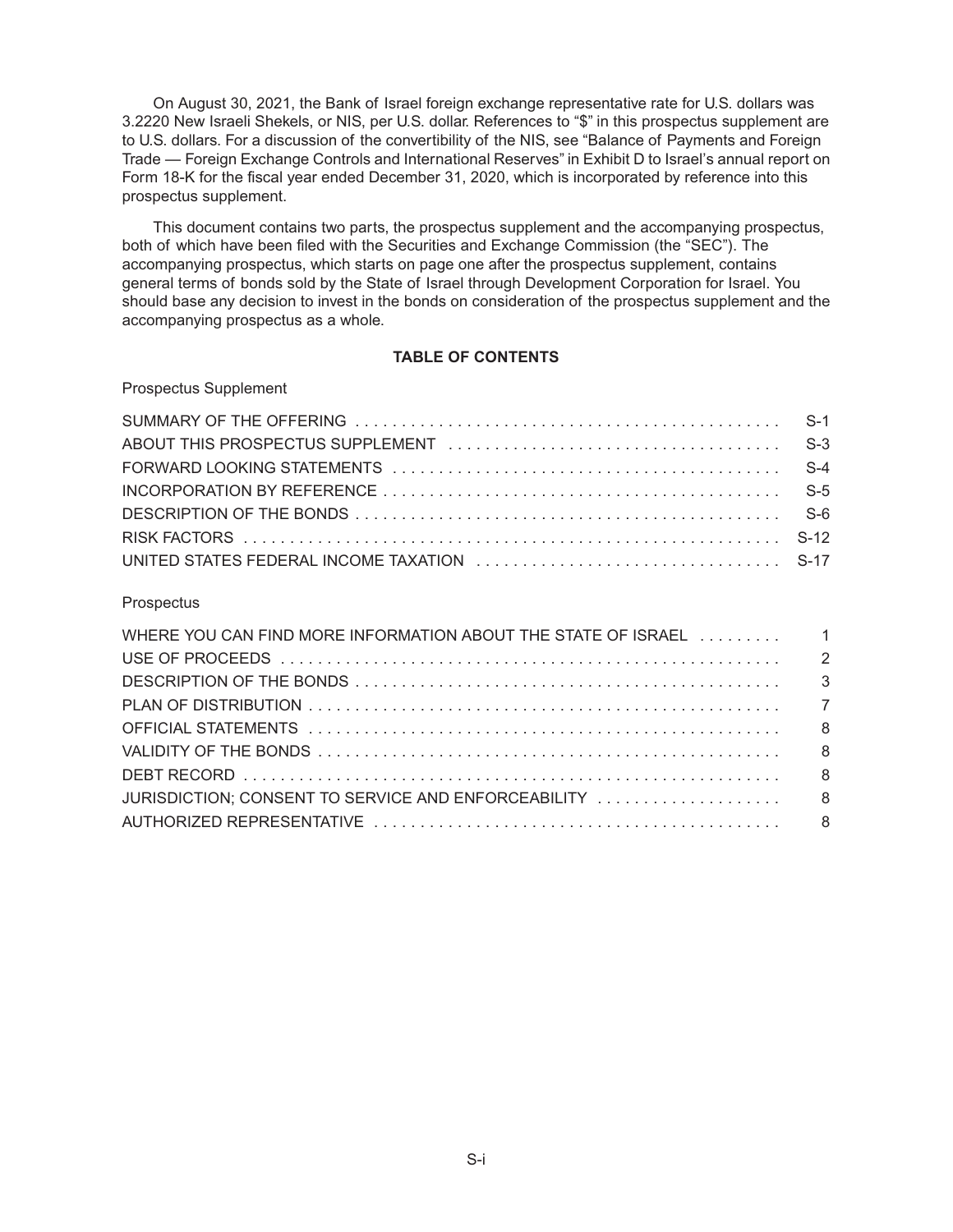On August 30, 2021, the Bank of Israel foreign exchange representative rate for U.S. dollars was 3.2220 New Israeli Shekels, or NIS, per U.S. dollar. References to "$" in this prospectus supplement are to U.S. dollars. For a discussion of the convertibility of the NIS, see "Balance of Payments and Foreign Trade — Foreign Exchange Controls and International Reserves" in Exhibit D to Israel's annual report on Form 18-K for the fiscal year ended December 31, 2020, which is incorporated by reference into this prospectus supplement.

This document contains two parts, the prospectus supplement and the accompanying prospectus, both of which have been filed with the Securities and Exchange Commission (the "SEC"). The accompanying prospectus, which starts on page one after the prospectus supplement, contains general terms of bonds sold by the State of Israel through Development Corporation for Israel. You should base any decision to invest in the bonds on consideration of the prospectus supplement and the accompanying prospectus as a whole.

## TABLE OF CONTENTS

Prospectus Supplement

| | |
|---|---|
| SUMMARY OF THE OFFERING | S-1 |
| ABOUT THIS PROSPECTUS SUPPLEMENT | S-3 |
| FORWARD LOOKING STATEMENTS | S-4 |
| INCORPORATION BY REFERENCE | S-5 |
| DESCRIPTION OF THE BONDS | S-6 |
| RISK FACTORS | S-12 |
| UNITED STATES FEDERAL INCOME TAXATION | S-17 |

Prospectus

| | |
|---|---|
| WHERE YOU CAN FIND MORE INFORMATION ABOUT THE STATE OF ISRAEL | 1 |
| USE OF PROCEEDS | 2 |
| DESCRIPTION OF THE BONDS | 3 |
| PLAN OF DISTRIBUTION | 7 |
| OFFICIAL STATEMENTS | 8 |
| VALIDITY OF THE BONDS | 8 |
| DEBT RECORD | 8 |
| JURISDICTION; CONSENT TO SERVICE AND ENFORCEABILITY | 8 |
| AUTHORIZED REPRESENTATIVE | 8 |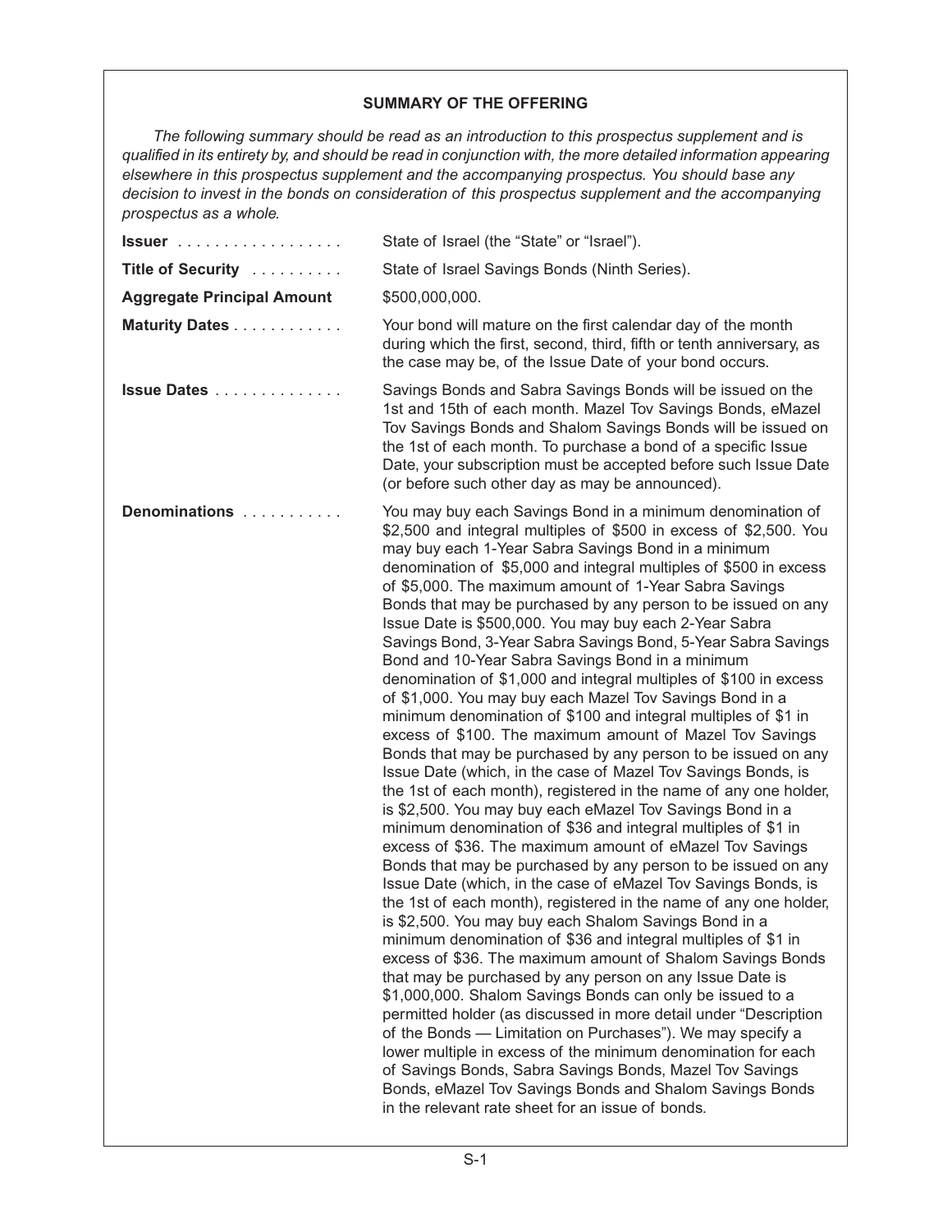## SUMMARY OF THE OFFERING

*The following summary should be read as an introduction to this prospectus supplement and is qualified in its entirety by, and should be read in conjunction with, the more detailed information appearing elsewhere in this prospectus supplement and the accompanying prospectus. You should base any decision to invest in the bonds on consideration of this prospectus supplement and the accompanying prospectus as a whole.*

| | |
|---|---|
| **Issuer** | State of Israel (the "State" or "Israel"). |
| **Title of Security** | State of Israel Savings Bonds (Ninth Series). |
| **Aggregate Principal Amount** | $500,000,000. |
| **Maturity Dates** | Your bond will mature on the first calendar day of the month during which the first, second, third, fifth or tenth anniversary, as the case may be, of the Issue Date of your bond occurs. |
| **Issue Dates** | Savings Bonds and Sabra Savings Bonds will be issued on the 1st and 15th of each month. Mazel Tov Savings Bonds, eMazel Tov Savings Bonds and Shalom Savings Bonds will be issued on the 1st of each month. To purchase a bond of a specific Issue Date, your subscription must be accepted before such Issue Date (or before such other day as may be announced). |
| **Denominations** | You may buy each Savings Bond in a minimum denomination of $2,500 and integral multiples of $500 in excess of $2,500. You may buy each 1-Year Sabra Savings Bond in a minimum denomination of $5,000 and integral multiples of $500 in excess of $5,000. The maximum amount of 1-Year Sabra Savings Bonds that may be purchased by any person to be issued on any Issue Date is $500,000. You may buy each 2-Year Sabra Savings Bond, 3-Year Sabra Savings Bond, 5-Year Sabra Savings Bond and 10-Year Sabra Savings Bond in a minimum denomination of $1,000 and integral multiples of $100 in excess of $1,000. You may buy each Mazel Tov Savings Bond in a minimum denomination of $100 and integral multiples of $1 in excess of $100. The maximum amount of Mazel Tov Savings Bonds that may be purchased by any person to be issued on any Issue Date (which, in the case of Mazel Tov Savings Bonds, is the 1st of each month), registered in the name of any one holder, is $2,500. You may buy each eMazel Tov Savings Bond in a minimum denomination of $36 and integral multiples of $1 in excess of $36. The maximum amount of eMazel Tov Savings Bonds that may be purchased by any person to be issued on any Issue Date (which, in the case of eMazel Tov Savings Bonds, is the 1st of each month), registered in the name of any one holder, is $2,500. You may buy each Shalom Savings Bond in a minimum denomination of $36 and integral multiples of $1 in excess of $36. The maximum amount of Shalom Savings Bonds that may be purchased by any person on any Issue Date is $1,000,000. Shalom Savings Bonds can only be issued to a permitted holder (as discussed in more detail under "Description of the Bonds — Limitation on Purchases"). We may specify a lower multiple in excess of the minimum denomination for each of Savings Bonds, Sabra Savings Bonds, Mazel Tov Savings Bonds, eMazel Tov Savings Bonds and Shalom Savings Bonds in the relevant rate sheet for an issue of bonds. |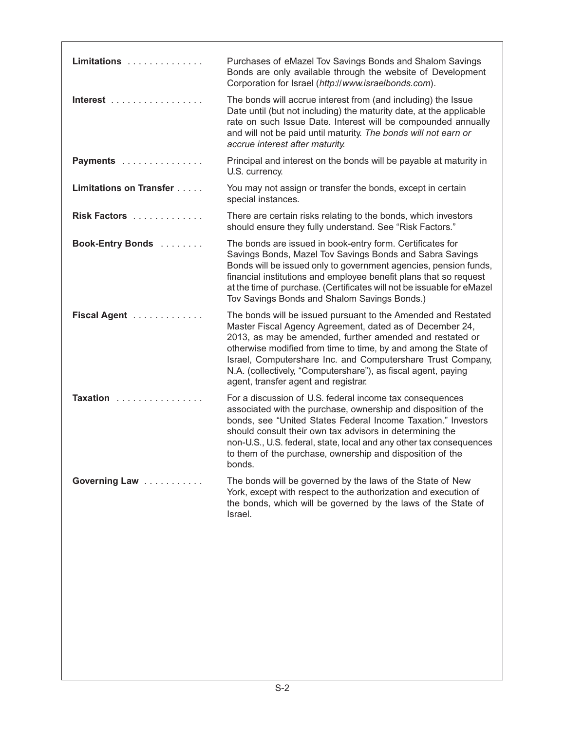| | |
|---|---|
| **Limitations** | Purchases of eMazel Tov Savings Bonds and Shalom Savings Bonds are only available through the website of Development Corporation for Israel (*http://www.israelbonds.com*). |
| **Interest** | The bonds will accrue interest from (and including) the Issue Date until (but not including) the maturity date, at the applicable rate on such Issue Date. Interest will be compounded annually and will not be paid until maturity. *The bonds will not earn or accrue interest after maturity.* |
| **Payments** | Principal and interest on the bonds will be payable at maturity in U.S. currency. |
| **Limitations on Transfer** | You may not assign or transfer the bonds, except in certain special instances. |
| **Risk Factors** | There are certain risks relating to the bonds, which investors should ensure they fully understand. See "Risk Factors." |
| **Book-Entry Bonds** | The bonds are issued in book-entry form. Certificates for Savings Bonds, Mazel Tov Savings Bonds and Sabra Savings Bonds will be issued only to government agencies, pension funds, financial institutions and employee benefit plans that so request at the time of purchase. (Certificates will not be issuable for eMazel Tov Savings Bonds and Shalom Savings Bonds.) |
| **Fiscal Agent** | The bonds will be issued pursuant to the Amended and Restated Master Fiscal Agency Agreement, dated as of December 24, 2013, as may be amended, further amended and restated or otherwise modified from time to time, by and among the State of Israel, Computershare Inc. and Computershare Trust Company, N.A. (collectively, "Computershare"), as fiscal agent, paying agent, transfer agent and registrar. |
| **Taxation** | For a discussion of U.S. federal income tax consequences associated with the purchase, ownership and disposition of the bonds, see "United States Federal Income Taxation." Investors should consult their own tax advisors in determining the non-U.S., U.S. federal, state, local and any other tax consequences to them of the purchase, ownership and disposition of the bonds. |
| **Governing Law** | The bonds will be governed by the laws of the State of New York, except with respect to the authorization and execution of the bonds, which will be governed by the laws of the State of Israel. |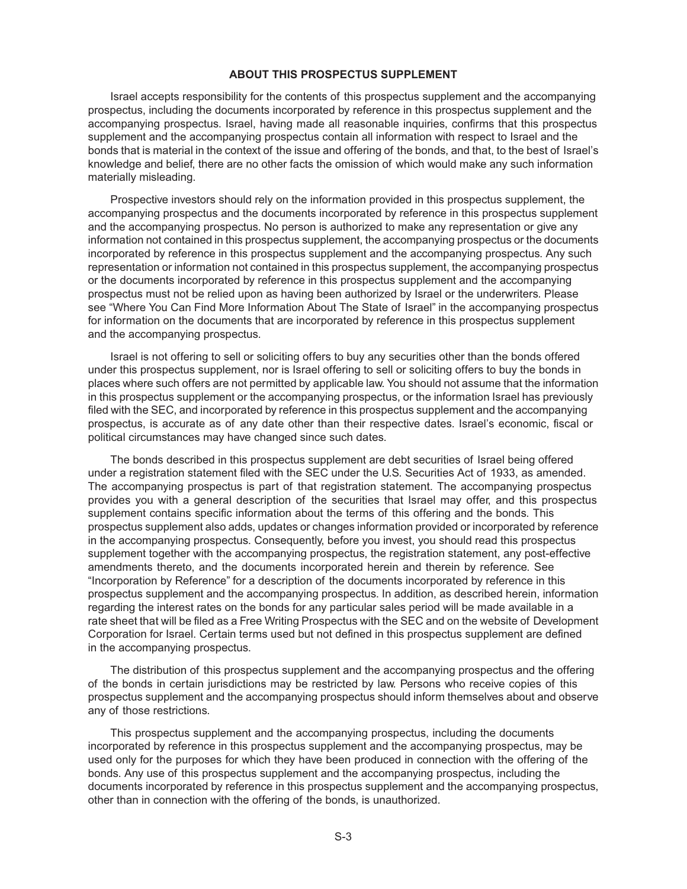## ABOUT THIS PROSPECTUS SUPPLEMENT

Israel accepts responsibility for the contents of this prospectus supplement and the accompanying prospectus, including the documents incorporated by reference in this prospectus supplement and the accompanying prospectus. Israel, having made all reasonable inquiries, confirms that this prospectus supplement and the accompanying prospectus contain all information with respect to Israel and the bonds that is material in the context of the issue and offering of the bonds, and that, to the best of Israel's knowledge and belief, there are no other facts the omission of which would make any such information materially misleading.

Prospective investors should rely on the information provided in this prospectus supplement, the accompanying prospectus and the documents incorporated by reference in this prospectus supplement and the accompanying prospectus. No person is authorized to make any representation or give any information not contained in this prospectus supplement, the accompanying prospectus or the documents incorporated by reference in this prospectus supplement and the accompanying prospectus. Any such representation or information not contained in this prospectus supplement, the accompanying prospectus or the documents incorporated by reference in this prospectus supplement and the accompanying prospectus must not be relied upon as having been authorized by Israel or the underwriters. Please see "Where You Can Find More Information About The State of Israel" in the accompanying prospectus for information on the documents that are incorporated by reference in this prospectus supplement and the accompanying prospectus.

Israel is not offering to sell or soliciting offers to buy any securities other than the bonds offered under this prospectus supplement, nor is Israel offering to sell or soliciting offers to buy the bonds in places where such offers are not permitted by applicable law. You should not assume that the information in this prospectus supplement or the accompanying prospectus, or the information Israel has previously filed with the SEC, and incorporated by reference in this prospectus supplement and the accompanying prospectus, is accurate as of any date other than their respective dates. Israel's economic, fiscal or political circumstances may have changed since such dates.

The bonds described in this prospectus supplement are debt securities of Israel being offered under a registration statement filed with the SEC under the U.S. Securities Act of 1933, as amended. The accompanying prospectus is part of that registration statement. The accompanying prospectus provides you with a general description of the securities that Israel may offer, and this prospectus supplement contains specific information about the terms of this offering and the bonds. This prospectus supplement also adds, updates or changes information provided or incorporated by reference in the accompanying prospectus. Consequently, before you invest, you should read this prospectus supplement together with the accompanying prospectus, the registration statement, any post-effective amendments thereto, and the documents incorporated herein and therein by reference. See "Incorporation by Reference" for a description of the documents incorporated by reference in this prospectus supplement and the accompanying prospectus. In addition, as described herein, information regarding the interest rates on the bonds for any particular sales period will be made available in a rate sheet that will be filed as a Free Writing Prospectus with the SEC and on the website of Development Corporation for Israel. Certain terms used but not defined in this prospectus supplement are defined in the accompanying prospectus.

The distribution of this prospectus supplement and the accompanying prospectus and the offering of the bonds in certain jurisdictions may be restricted by law. Persons who receive copies of this prospectus supplement and the accompanying prospectus should inform themselves about and observe any of those restrictions.

This prospectus supplement and the accompanying prospectus, including the documents incorporated by reference in this prospectus supplement and the accompanying prospectus, may be used only for the purposes for which they have been produced in connection with the offering of the bonds. Any use of this prospectus supplement and the accompanying prospectus, including the documents incorporated by reference in this prospectus supplement and the accompanying prospectus, other than in connection with the offering of the bonds, is unauthorized.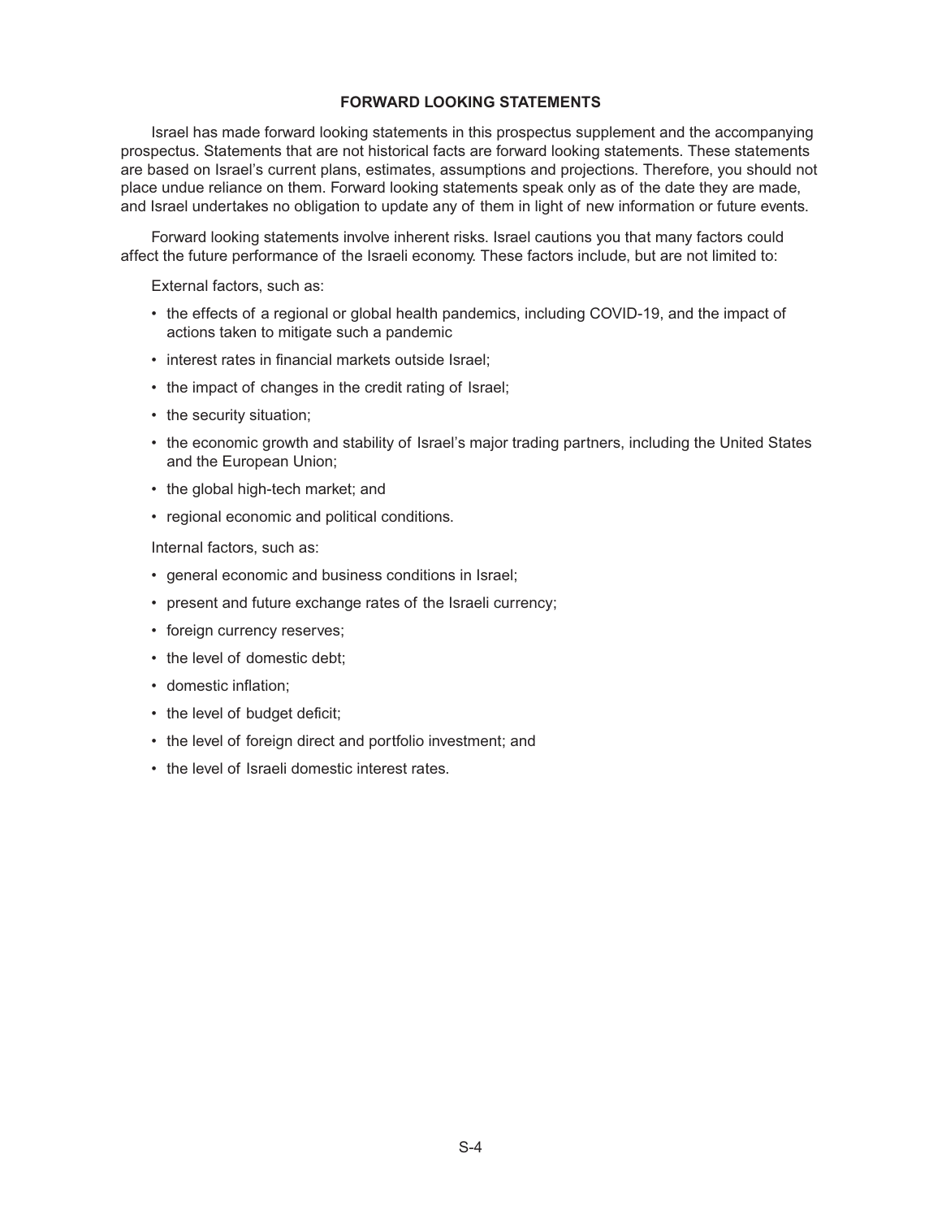## FORWARD LOOKING STATEMENTS

Israel has made forward looking statements in this prospectus supplement and the accompanying prospectus. Statements that are not historical facts are forward looking statements. These statements are based on Israel's current plans, estimates, assumptions and projections. Therefore, you should not place undue reliance on them. Forward looking statements speak only as of the date they are made, and Israel undertakes no obligation to update any of them in light of new information or future events.

Forward looking statements involve inherent risks. Israel cautions you that many factors could affect the future performance of the Israeli economy. These factors include, but are not limited to:

External factors, such as:

- the effects of a regional or global health pandemics, including COVID-19, and the impact of actions taken to mitigate such a pandemic
- interest rates in financial markets outside Israel;
- the impact of changes in the credit rating of Israel;
- the security situation;
- the economic growth and stability of Israel's major trading partners, including the United States and the European Union;
- the global high-tech market; and
- regional economic and political conditions.

Internal factors, such as:

- general economic and business conditions in Israel;
- present and future exchange rates of the Israeli currency;
- foreign currency reserves;
- the level of domestic debt;
- domestic inflation;
- the level of budget deficit;
- the level of foreign direct and portfolio investment; and
- the level of Israeli domestic interest rates.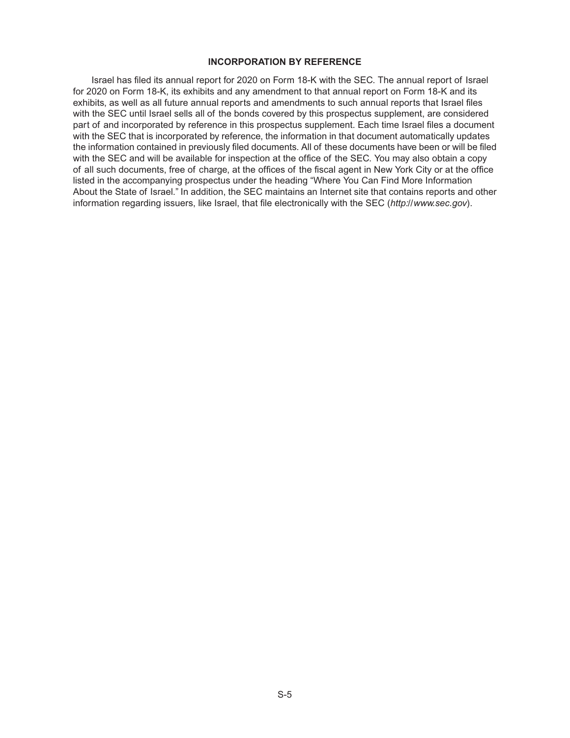## INCORPORATION BY REFERENCE

Israel has filed its annual report for 2020 on Form 18-K with the SEC. The annual report of Israel for 2020 on Form 18-K, its exhibits and any amendment to that annual report on Form 18-K and its exhibits, as well as all future annual reports and amendments to such annual reports that Israel files with the SEC until Israel sells all of the bonds covered by this prospectus supplement, are considered part of and incorporated by reference in this prospectus supplement. Each time Israel files a document with the SEC that is incorporated by reference, the information in that document automatically updates the information contained in previously filed documents. All of these documents have been or will be filed with the SEC and will be available for inspection at the office of the SEC. You may also obtain a copy of all such documents, free of charge, at the offices of the fiscal agent in New York City or at the office listed in the accompanying prospectus under the heading "Where You Can Find More Information About the State of Israel." In addition, the SEC maintains an Internet site that contains reports and other information regarding issuers, like Israel, that file electronically with the SEC (*http://www.sec.gov*).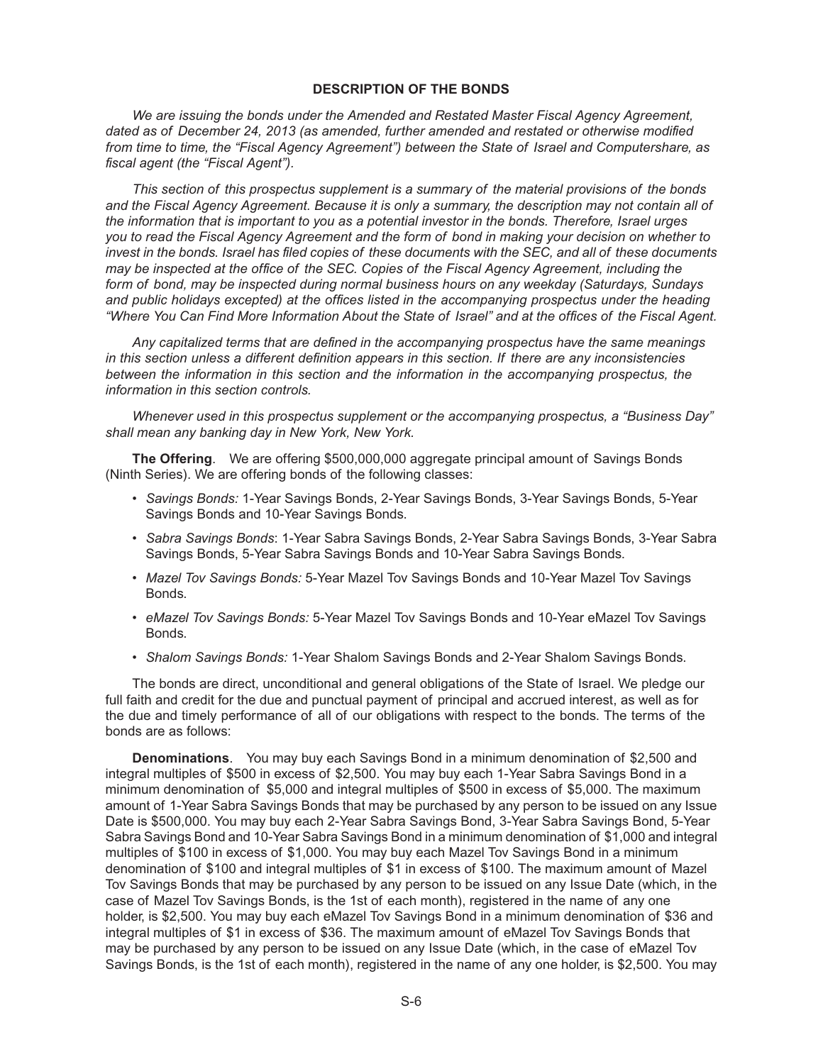## DESCRIPTION OF THE BONDS

*We are issuing the bonds under the Amended and Restated Master Fiscal Agency Agreement, dated as of December 24, 2013 (as amended, further amended and restated or otherwise modified from time to time, the "Fiscal Agency Agreement") between the State of Israel and Computershare, as fiscal agent (the "Fiscal Agent").*

*This section of this prospectus supplement is a summary of the material provisions of the bonds and the Fiscal Agency Agreement. Because it is only a summary, the description may not contain all of the information that is important to you as a potential investor in the bonds. Therefore, Israel urges you to read the Fiscal Agency Agreement and the form of bond in making your decision on whether to invest in the bonds. Israel has filed copies of these documents with the SEC, and all of these documents may be inspected at the office of the SEC. Copies of the Fiscal Agency Agreement, including the form of bond, may be inspected during normal business hours on any weekday (Saturdays, Sundays and public holidays excepted) at the offices listed in the accompanying prospectus under the heading "Where You Can Find More Information About the State of Israel" and at the offices of the Fiscal Agent.*

*Any capitalized terms that are defined in the accompanying prospectus have the same meanings in this section unless a different definition appears in this section. If there are any inconsistencies between the information in this section and the information in the accompanying prospectus, the information in this section controls.*

*Whenever used in this prospectus supplement or the accompanying prospectus, a "Business Day" shall mean any banking day in New York, New York.*

**The Offering**. We are offering $500,000,000 aggregate principal amount of Savings Bonds (Ninth Series). We are offering bonds of the following classes:

- *Savings Bonds:* 1-Year Savings Bonds, 2-Year Savings Bonds, 3-Year Savings Bonds, 5-Year Savings Bonds and 10-Year Savings Bonds.
- *Sabra Savings Bonds*: 1-Year Sabra Savings Bonds, 2-Year Sabra Savings Bonds, 3-Year Sabra Savings Bonds, 5-Year Sabra Savings Bonds and 10-Year Sabra Savings Bonds.
- *Mazel Tov Savings Bonds:* 5-Year Mazel Tov Savings Bonds and 10-Year Mazel Tov Savings Bonds.
- *eMazel Tov Savings Bonds:* 5-Year Mazel Tov Savings Bonds and 10-Year eMazel Tov Savings Bonds.
- *Shalom Savings Bonds:* 1-Year Shalom Savings Bonds and 2-Year Shalom Savings Bonds.

The bonds are direct, unconditional and general obligations of the State of Israel. We pledge our full faith and credit for the due and punctual payment of principal and accrued interest, as well as for the due and timely performance of all of our obligations with respect to the bonds. The terms of the bonds are as follows:

**Denominations**. You may buy each Savings Bond in a minimum denomination of $2,500 and integral multiples of $500 in excess of $2,500. You may buy each 1-Year Sabra Savings Bond in a minimum denomination of $5,000 and integral multiples of $500 in excess of $5,000. The maximum amount of 1-Year Sabra Savings Bonds that may be purchased by any person to be issued on any Issue Date is $500,000. You may buy each 2-Year Sabra Savings Bond, 3-Year Sabra Savings Bond, 5-Year Sabra Savings Bond and 10-Year Sabra Savings Bond in a minimum denomination of $1,000 and integral multiples of $100 in excess of $1,000. You may buy each Mazel Tov Savings Bond in a minimum denomination of $100 and integral multiples of $1 in excess of $100. The maximum amount of Mazel Tov Savings Bonds that may be purchased by any person to be issued on any Issue Date (which, in the case of Mazel Tov Savings Bonds, is the 1st of each month), registered in the name of any one holder, is $2,500. You may buy each eMazel Tov Savings Bond in a minimum denomination of $36 and integral multiples of $1 in excess of $36. The maximum amount of eMazel Tov Savings Bonds that may be purchased by any person to be issued on any Issue Date (which, in the case of eMazel Tov Savings Bonds, is the 1st of each month), registered in the name of any one holder, is $2,500. You may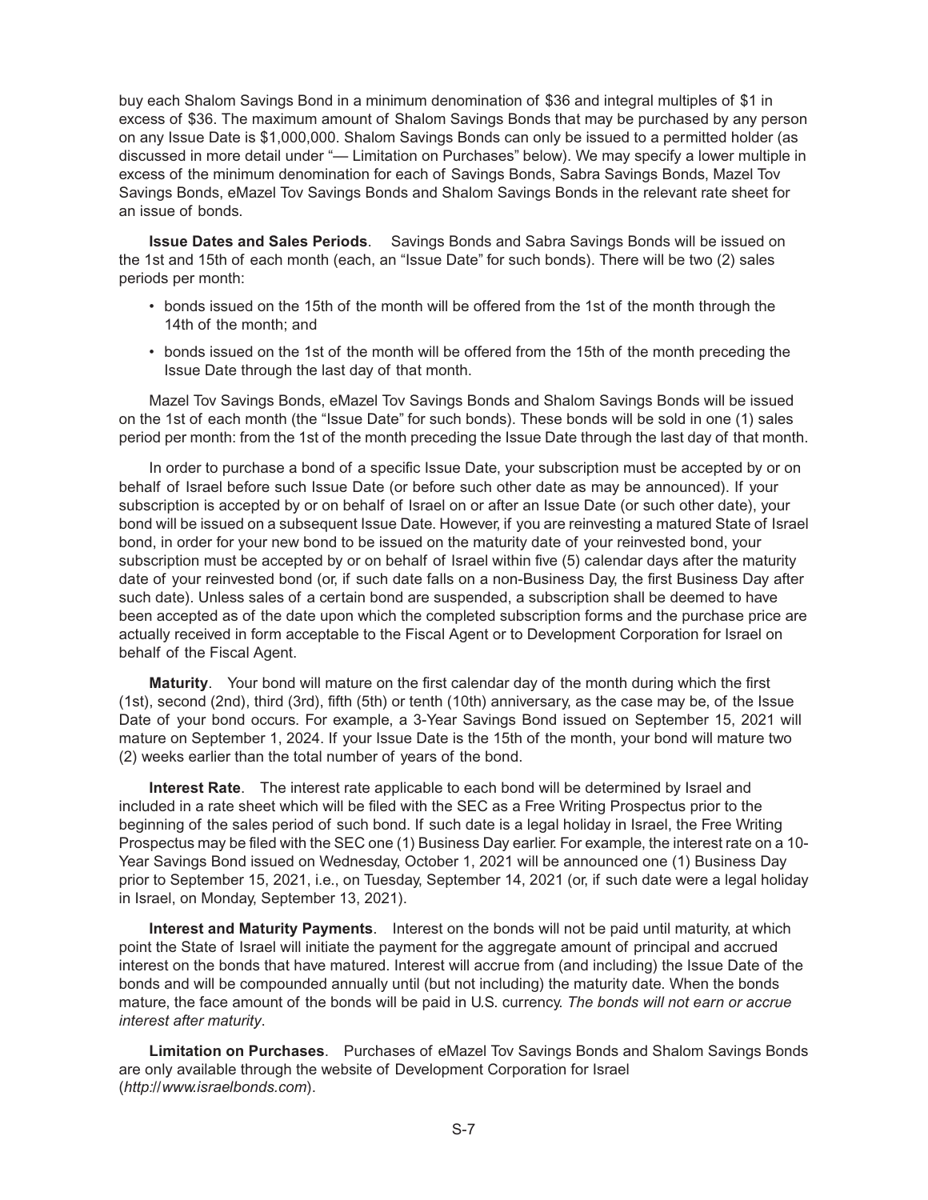buy each Shalom Savings Bond in a minimum denomination of $36 and integral multiples of $1 in excess of $36. The maximum amount of Shalom Savings Bonds that may be purchased by any person on any Issue Date is $1,000,000. Shalom Savings Bonds can only be issued to a permitted holder (as discussed in more detail under "— Limitation on Purchases" below). We may specify a lower multiple in excess of the minimum denomination for each of Savings Bonds, Sabra Savings Bonds, Mazel Tov Savings Bonds, eMazel Tov Savings Bonds and Shalom Savings Bonds in the relevant rate sheet for an issue of bonds.

**Issue Dates and Sales Periods**. Savings Bonds and Sabra Savings Bonds will be issued on the 1st and 15th of each month (each, an "Issue Date" for such bonds). There will be two (2) sales periods per month:

- bonds issued on the 15th of the month will be offered from the 1st of the month through the 14th of the month; and
- bonds issued on the 1st of the month will be offered from the 15th of the month preceding the Issue Date through the last day of that month.

Mazel Tov Savings Bonds, eMazel Tov Savings Bonds and Shalom Savings Bonds will be issued on the 1st of each month (the "Issue Date" for such bonds). These bonds will be sold in one (1) sales period per month: from the 1st of the month preceding the Issue Date through the last day of that month.

In order to purchase a bond of a specific Issue Date, your subscription must be accepted by or on behalf of Israel before such Issue Date (or before such other date as may be announced). If your subscription is accepted by or on behalf of Israel on or after an Issue Date (or such other date), your bond will be issued on a subsequent Issue Date. However, if you are reinvesting a matured State of Israel bond, in order for your new bond to be issued on the maturity date of your reinvested bond, your subscription must be accepted by or on behalf of Israel within five (5) calendar days after the maturity date of your reinvested bond (or, if such date falls on a non-Business Day, the first Business Day after such date). Unless sales of a certain bond are suspended, a subscription shall be deemed to have been accepted as of the date upon which the completed subscription forms and the purchase price are actually received in form acceptable to the Fiscal Agent or to Development Corporation for Israel on behalf of the Fiscal Agent.

**Maturity**. Your bond will mature on the first calendar day of the month during which the first (1st), second (2nd), third (3rd), fifth (5th) or tenth (10th) anniversary, as the case may be, of the Issue Date of your bond occurs. For example, a 3-Year Savings Bond issued on September 15, 2021 will mature on September 1, 2024. If your Issue Date is the 15th of the month, your bond will mature two (2) weeks earlier than the total number of years of the bond.

**Interest Rate**. The interest rate applicable to each bond will be determined by Israel and included in a rate sheet which will be filed with the SEC as a Free Writing Prospectus prior to the beginning of the sales period of such bond. If such date is a legal holiday in Israel, the Free Writing Prospectus may be filed with the SEC one (1) Business Day earlier. For example, the interest rate on a 10-Year Savings Bond issued on Wednesday, October 1, 2021 will be announced one (1) Business Day prior to September 15, 2021, i.e., on Tuesday, September 14, 2021 (or, if such date were a legal holiday in Israel, on Monday, September 13, 2021).

**Interest and Maturity Payments**. Interest on the bonds will not be paid until maturity, at which point the State of Israel will initiate the payment for the aggregate amount of principal and accrued interest on the bonds that have matured. Interest will accrue from (and including) the Issue Date of the bonds and will be compounded annually until (but not including) the maturity date. When the bonds mature, the face amount of the bonds will be paid in U.S. currency. *The bonds will not earn or accrue interest after maturity*.

**Limitation on Purchases**. Purchases of eMazel Tov Savings Bonds and Shalom Savings Bonds are only available through the website of Development Corporation for Israel (*http://www.israelbonds.com*).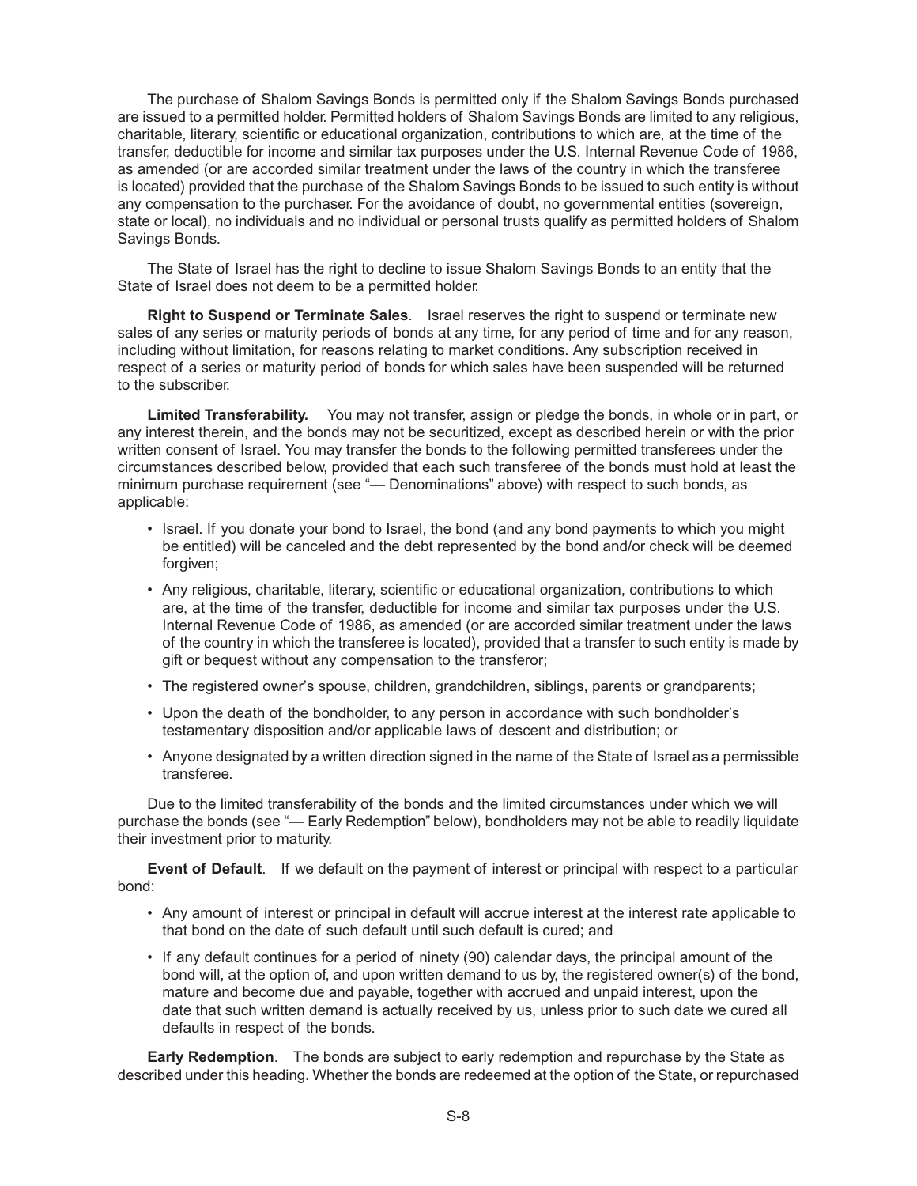The purchase of Shalom Savings Bonds is permitted only if the Shalom Savings Bonds purchased are issued to a permitted holder. Permitted holders of Shalom Savings Bonds are limited to any religious, charitable, literary, scientific or educational organization, contributions to which are, at the time of the transfer, deductible for income and similar tax purposes under the U.S. Internal Revenue Code of 1986, as amended (or are accorded similar treatment under the laws of the country in which the transferee is located) provided that the purchase of the Shalom Savings Bonds to be issued to such entity is without any compensation to the purchaser. For the avoidance of doubt, no governmental entities (sovereign, state or local), no individuals and no individual or personal trusts qualify as permitted holders of Shalom Savings Bonds.

The State of Israel has the right to decline to issue Shalom Savings Bonds to an entity that the State of Israel does not deem to be a permitted holder.

**Right to Suspend or Terminate Sales**. Israel reserves the right to suspend or terminate new sales of any series or maturity periods of bonds at any time, for any period of time and for any reason, including without limitation, for reasons relating to market conditions. Any subscription received in respect of a series or maturity period of bonds for which sales have been suspended will be returned to the subscriber.

**Limited Transferability.** You may not transfer, assign or pledge the bonds, in whole or in part, or any interest therein, and the bonds may not be securitized, except as described herein or with the prior written consent of Israel. You may transfer the bonds to the following permitted transferees under the circumstances described below, provided that each such transferee of the bonds must hold at least the minimum purchase requirement (see "— Denominations" above) with respect to such bonds, as applicable:

- Israel. If you donate your bond to Israel, the bond (and any bond payments to which you might be entitled) will be canceled and the debt represented by the bond and/or check will be deemed forgiven;
- Any religious, charitable, literary, scientific or educational organization, contributions to which are, at the time of the transfer, deductible for income and similar tax purposes under the U.S. Internal Revenue Code of 1986, as amended (or are accorded similar treatment under the laws of the country in which the transferee is located), provided that a transfer to such entity is made by gift or bequest without any compensation to the transferor;
- The registered owner's spouse, children, grandchildren, siblings, parents or grandparents;
- Upon the death of the bondholder, to any person in accordance with such bondholder's testamentary disposition and/or applicable laws of descent and distribution; or
- Anyone designated by a written direction signed in the name of the State of Israel as a permissible transferee.

Due to the limited transferability of the bonds and the limited circumstances under which we will purchase the bonds (see "— Early Redemption" below), bondholders may not be able to readily liquidate their investment prior to maturity.

**Event of Default**. If we default on the payment of interest or principal with respect to a particular bond:

- Any amount of interest or principal in default will accrue interest at the interest rate applicable to that bond on the date of such default until such default is cured; and
- If any default continues for a period of ninety (90) calendar days, the principal amount of the bond will, at the option of, and upon written demand to us by, the registered owner(s) of the bond, mature and become due and payable, together with accrued and unpaid interest, upon the date that such written demand is actually received by us, unless prior to such date we cured all defaults in respect of the bonds.

**Early Redemption**. The bonds are subject to early redemption and repurchase by the State as described under this heading. Whether the bonds are redeemed at the option of the State, or repurchased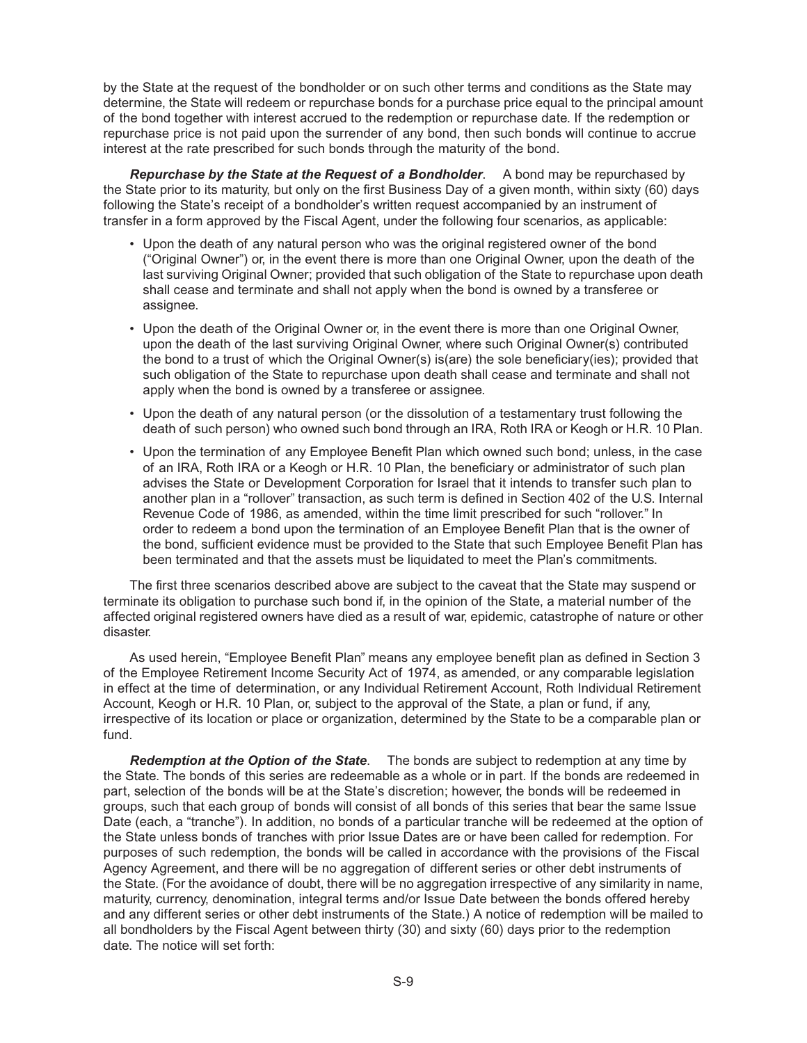by the State at the request of the bondholder or on such other terms and conditions as the State may determine, the State will redeem or repurchase bonds for a purchase price equal to the principal amount of the bond together with interest accrued to the redemption or repurchase date. If the redemption or repurchase price is not paid upon the surrender of any bond, then such bonds will continue to accrue interest at the rate prescribed for such bonds through the maturity of the bond.

***Repurchase by the State at the Request of a Bondholder*.** A bond may be repurchased by the State prior to its maturity, but only on the first Business Day of a given month, within sixty (60) days following the State's receipt of a bondholder's written request accompanied by an instrument of transfer in a form approved by the Fiscal Agent, under the following four scenarios, as applicable:

- Upon the death of any natural person who was the original registered owner of the bond ("Original Owner") or, in the event there is more than one Original Owner, upon the death of the last surviving Original Owner; provided that such obligation of the State to repurchase upon death shall cease and terminate and shall not apply when the bond is owned by a transferee or assignee.
- Upon the death of the Original Owner or, in the event there is more than one Original Owner, upon the death of the last surviving Original Owner, where such Original Owner(s) contributed the bond to a trust of which the Original Owner(s) is(are) the sole beneficiary(ies); provided that such obligation of the State to repurchase upon death shall cease and terminate and shall not apply when the bond is owned by a transferee or assignee.
- Upon the death of any natural person (or the dissolution of a testamentary trust following the death of such person) who owned such bond through an IRA, Roth IRA or Keogh or H.R. 10 Plan.
- Upon the termination of any Employee Benefit Plan which owned such bond; unless, in the case of an IRA, Roth IRA or a Keogh or H.R. 10 Plan, the beneficiary or administrator of such plan advises the State or Development Corporation for Israel that it intends to transfer such plan to another plan in a "rollover" transaction, as such term is defined in Section 402 of the U.S. Internal Revenue Code of 1986, as amended, within the time limit prescribed for such "rollover." In order to redeem a bond upon the termination of an Employee Benefit Plan that is the owner of the bond, sufficient evidence must be provided to the State that such Employee Benefit Plan has been terminated and that the assets must be liquidated to meet the Plan's commitments.

The first three scenarios described above are subject to the caveat that the State may suspend or terminate its obligation to purchase such bond if, in the opinion of the State, a material number of the affected original registered owners have died as a result of war, epidemic, catastrophe of nature or other disaster.

As used herein, "Employee Benefit Plan" means any employee benefit plan as defined in Section 3 of the Employee Retirement Income Security Act of 1974, as amended, or any comparable legislation in effect at the time of determination, or any Individual Retirement Account, Roth Individual Retirement Account, Keogh or H.R. 10 Plan, or, subject to the approval of the State, a plan or fund, if any, irrespective of its location or place or organization, determined by the State to be a comparable plan or fund.

***Redemption at the Option of the State*.** The bonds are subject to redemption at any time by the State. The bonds of this series are redeemable as a whole or in part. If the bonds are redeemed in part, selection of the bonds will be at the State's discretion; however, the bonds will be redeemed in groups, such that each group of bonds will consist of all bonds of this series that bear the same Issue Date (each, a "tranche"). In addition, no bonds of a particular tranche will be redeemed at the option of the State unless bonds of tranches with prior Issue Dates are or have been called for redemption. For purposes of such redemption, the bonds will be called in accordance with the provisions of the Fiscal Agency Agreement, and there will be no aggregation of different series or other debt instruments of the State. (For the avoidance of doubt, there will be no aggregation irrespective of any similarity in name, maturity, currency, denomination, integral terms and/or Issue Date between the bonds offered hereby and any different series or other debt instruments of the State.) A notice of redemption will be mailed to all bondholders by the Fiscal Agent between thirty (30) and sixty (60) days prior to the redemption date. The notice will set forth: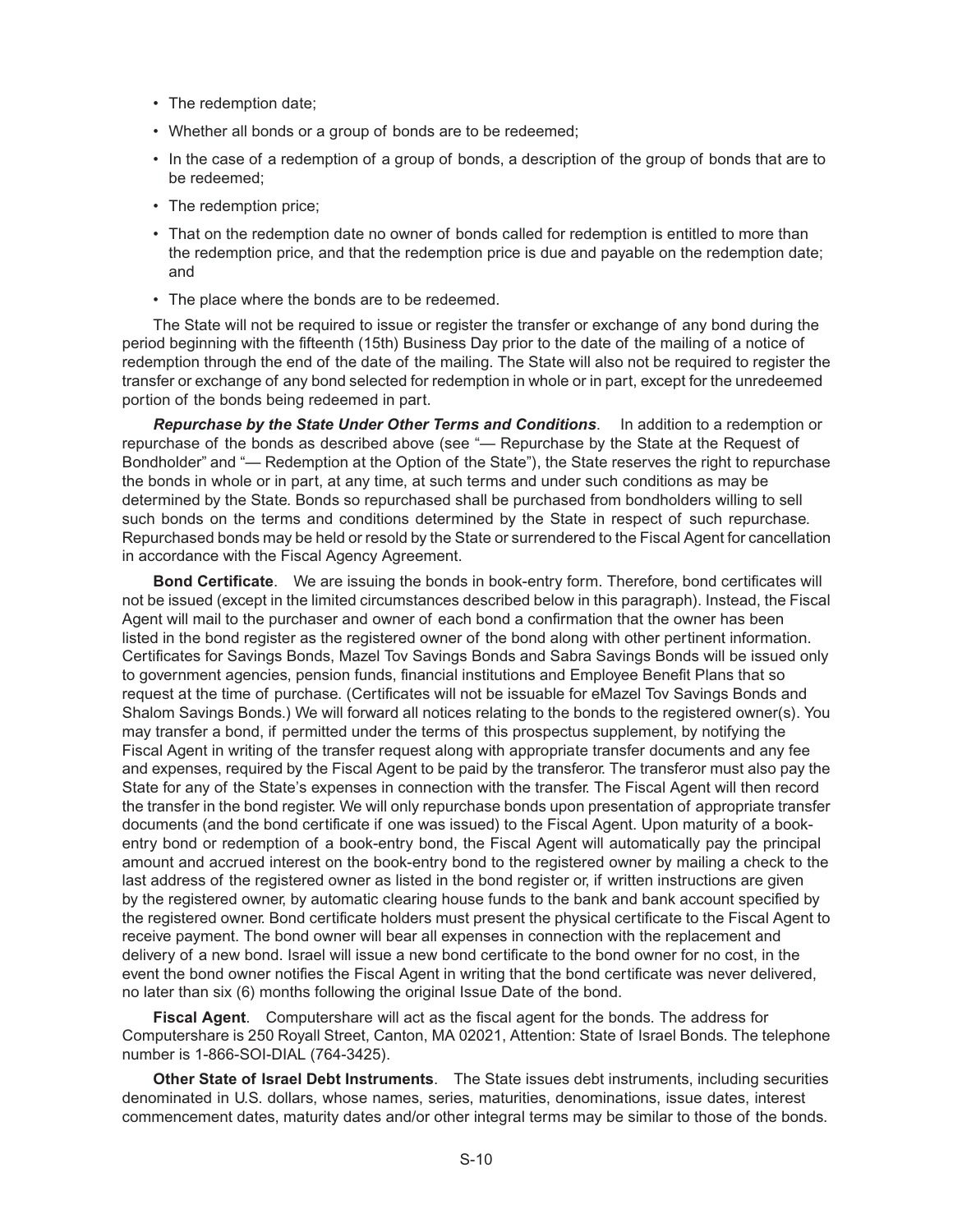- The redemption date;
- Whether all bonds or a group of bonds are to be redeemed;
- In the case of a redemption of a group of bonds, a description of the group of bonds that are to be redeemed;
- The redemption price;
- That on the redemption date no owner of bonds called for redemption is entitled to more than the redemption price, and that the redemption price is due and payable on the redemption date; and
- The place where the bonds are to be redeemed.

The State will not be required to issue or register the transfer or exchange of any bond during the period beginning with the fifteenth (15th) Business Day prior to the date of the mailing of a notice of redemption through the end of the date of the mailing. The State will also not be required to register the transfer or exchange of any bond selected for redemption in whole or in part, except for the unredeemed portion of the bonds being redeemed in part.

***Repurchase by the State Under Other Terms and Conditions***. In addition to a redemption or repurchase of the bonds as described above (see "— Repurchase by the State at the Request of Bondholder" and "— Redemption at the Option of the State"), the State reserves the right to repurchase the bonds in whole or in part, at any time, at such terms and under such conditions as may be determined by the State. Bonds so repurchased shall be purchased from bondholders willing to sell such bonds on the terms and conditions determined by the State in respect of such repurchase. Repurchased bonds may be held or resold by the State or surrendered to the Fiscal Agent for cancellation in accordance with the Fiscal Agency Agreement.

**Bond Certificate**. We are issuing the bonds in book-entry form. Therefore, bond certificates will not be issued (except in the limited circumstances described below in this paragraph). Instead, the Fiscal Agent will mail to the purchaser and owner of each bond a confirmation that the owner has been listed in the bond register as the registered owner of the bond along with other pertinent information. Certificates for Savings Bonds, Mazel Tov Savings Bonds and Sabra Savings Bonds will be issued only to government agencies, pension funds, financial institutions and Employee Benefit Plans that so request at the time of purchase. (Certificates will not be issuable for eMazel Tov Savings Bonds and Shalom Savings Bonds.) We will forward all notices relating to the bonds to the registered owner(s). You may transfer a bond, if permitted under the terms of this prospectus supplement, by notifying the Fiscal Agent in writing of the transfer request along with appropriate transfer documents and any fee and expenses, required by the Fiscal Agent to be paid by the transferor. The transferor must also pay the State for any of the State's expenses in connection with the transfer. The Fiscal Agent will then record the transfer in the bond register. We will only repurchase bonds upon presentation of appropriate transfer documents (and the bond certificate if one was issued) to the Fiscal Agent. Upon maturity of a book-entry bond or redemption of a book-entry bond, the Fiscal Agent will automatically pay the principal amount and accrued interest on the book-entry bond to the registered owner by mailing a check to the last address of the registered owner as listed in the bond register or, if written instructions are given by the registered owner, by automatic clearing house funds to the bank and bank account specified by the registered owner. Bond certificate holders must present the physical certificate to the Fiscal Agent to receive payment. The bond owner will bear all expenses in connection with the replacement and delivery of a new bond. Israel will issue a new bond certificate to the bond owner for no cost, in the event the bond owner notifies the Fiscal Agent in writing that the bond certificate was never delivered, no later than six (6) months following the original Issue Date of the bond.

**Fiscal Agent**. Computershare will act as the fiscal agent for the bonds. The address for Computershare is 250 Royall Street, Canton, MA 02021, Attention: State of Israel Bonds. The telephone number is 1-866-SOI-DIAL (764-3425).

**Other State of Israel Debt Instruments**. The State issues debt instruments, including securities denominated in U.S. dollars, whose names, series, maturities, denominations, issue dates, interest commencement dates, maturity dates and/or other integral terms may be similar to those of the bonds.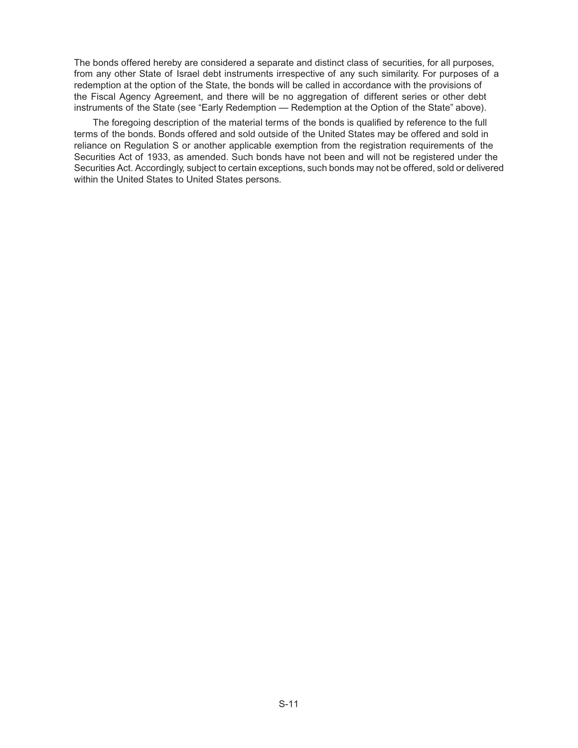The bonds offered hereby are considered a separate and distinct class of securities, for all purposes, from any other State of Israel debt instruments irrespective of any such similarity. For purposes of a redemption at the option of the State, the bonds will be called in accordance with the provisions of the Fiscal Agency Agreement, and there will be no aggregation of different series or other debt instruments of the State (see "Early Redemption — Redemption at the Option of the State" above).

The foregoing description of the material terms of the bonds is qualified by reference to the full terms of the bonds. Bonds offered and sold outside of the United States may be offered and sold in reliance on Regulation S or another applicable exemption from the registration requirements of the Securities Act of 1933, as amended. Such bonds have not been and will not be registered under the Securities Act. Accordingly, subject to certain exceptions, such bonds may not be offered, sold or delivered within the United States to United States persons.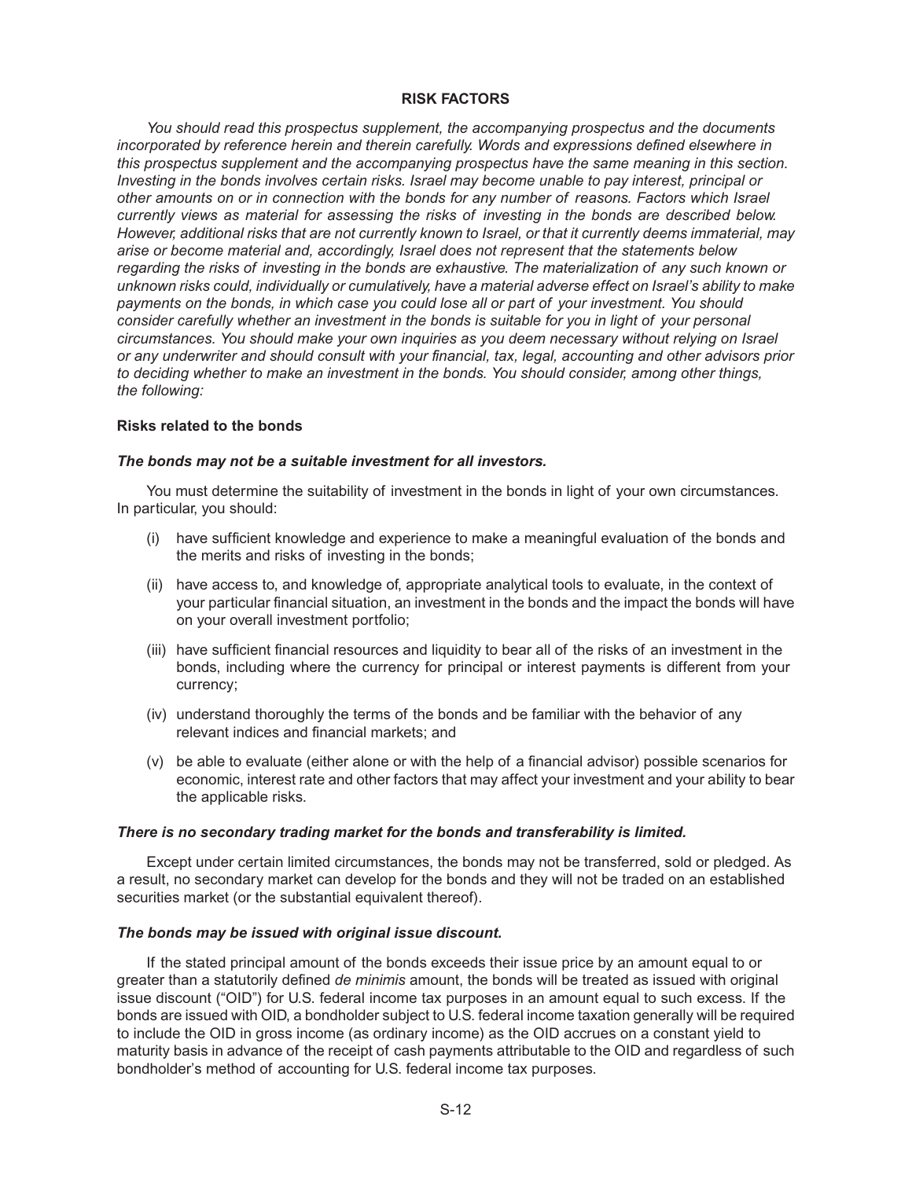## RISK FACTORS

*You should read this prospectus supplement, the accompanying prospectus and the documents incorporated by reference herein and therein carefully. Words and expressions defined elsewhere in this prospectus supplement and the accompanying prospectus have the same meaning in this section. Investing in the bonds involves certain risks. Israel may become unable to pay interest, principal or other amounts on or in connection with the bonds for any number of reasons. Factors which Israel currently views as material for assessing the risks of investing in the bonds are described below. However, additional risks that are not currently known to Israel, or that it currently deems immaterial, may arise or become material and, accordingly, Israel does not represent that the statements below regarding the risks of investing in the bonds are exhaustive. The materialization of any such known or unknown risks could, individually or cumulatively, have a material adverse effect on Israel's ability to make payments on the bonds, in which case you could lose all or part of your investment. You should consider carefully whether an investment in the bonds is suitable for you in light of your personal circumstances. You should make your own inquiries as you deem necessary without relying on Israel or any underwriter and should consult with your financial, tax, legal, accounting and other advisors prior to deciding whether to make an investment in the bonds. You should consider, among other things, the following:*

### Risks related to the bonds

***The bonds may not be a suitable investment for all investors.***

You must determine the suitability of investment in the bonds in light of your own circumstances. In particular, you should:

(i) have sufficient knowledge and experience to make a meaningful evaluation of the bonds and the merits and risks of investing in the bonds;

(ii) have access to, and knowledge of, appropriate analytical tools to evaluate, in the context of your particular financial situation, an investment in the bonds and the impact the bonds will have on your overall investment portfolio;

(iii) have sufficient financial resources and liquidity to bear all of the risks of an investment in the bonds, including where the currency for principal or interest payments is different from your currency;

(iv) understand thoroughly the terms of the bonds and be familiar with the behavior of any relevant indices and financial markets; and

(v) be able to evaluate (either alone or with the help of a financial advisor) possible scenarios for economic, interest rate and other factors that may affect your investment and your ability to bear the applicable risks.

***There is no secondary trading market for the bonds and transferability is limited.***

Except under certain limited circumstances, the bonds may not be transferred, sold or pledged. As a result, no secondary market can develop for the bonds and they will not be traded on an established securities market (or the substantial equivalent thereof).

***The bonds may be issued with original issue discount.***

If the stated principal amount of the bonds exceeds their issue price by an amount equal to or greater than a statutorily defined *de minimis* amount, the bonds will be treated as issued with original issue discount ("OID") for U.S. federal income tax purposes in an amount equal to such excess. If the bonds are issued with OID, a bondholder subject to U.S. federal income taxation generally will be required to include the OID in gross income (as ordinary income) as the OID accrues on a constant yield to maturity basis in advance of the receipt of cash payments attributable to the OID and regardless of such bondholder's method of accounting for U.S. federal income tax purposes.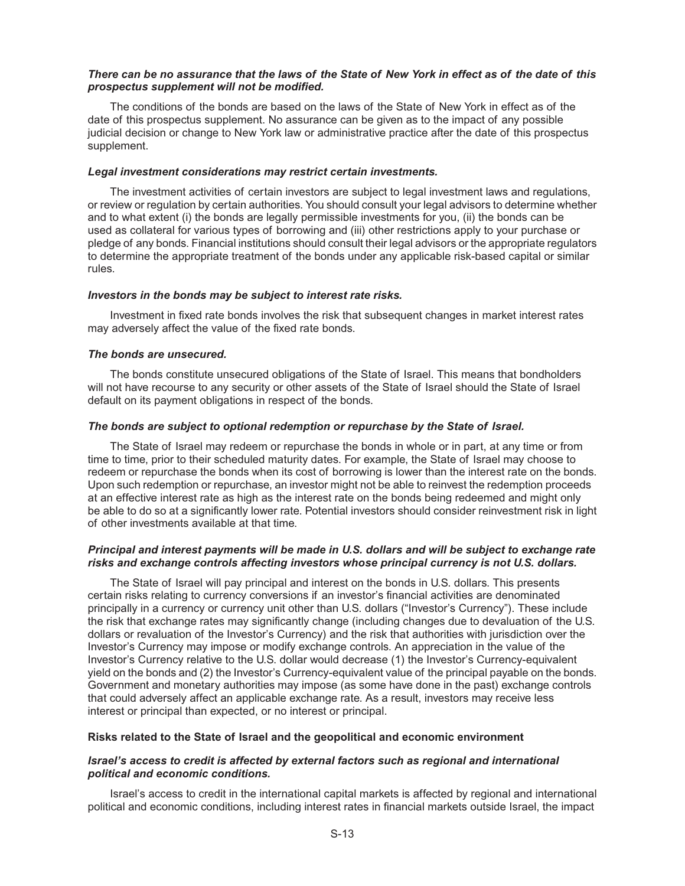***There can be no assurance that the laws of the State of New York in effect as of the date of this prospectus supplement will not be modified.***

The conditions of the bonds are based on the laws of the State of New York in effect as of the date of this prospectus supplement. No assurance can be given as to the impact of any possible judicial decision or change to New York law or administrative practice after the date of this prospectus supplement.

***Legal investment considerations may restrict certain investments.***

The investment activities of certain investors are subject to legal investment laws and regulations, or review or regulation by certain authorities. You should consult your legal advisors to determine whether and to what extent (i) the bonds are legally permissible investments for you, (ii) the bonds can be used as collateral for various types of borrowing and (iii) other restrictions apply to your purchase or pledge of any bonds. Financial institutions should consult their legal advisors or the appropriate regulators to determine the appropriate treatment of the bonds under any applicable risk-based capital or similar rules.

***Investors in the bonds may be subject to interest rate risks.***

Investment in fixed rate bonds involves the risk that subsequent changes in market interest rates may adversely affect the value of the fixed rate bonds.

***The bonds are unsecured.***

The bonds constitute unsecured obligations of the State of Israel. This means that bondholders will not have recourse to any security or other assets of the State of Israel should the State of Israel default on its payment obligations in respect of the bonds.

***The bonds are subject to optional redemption or repurchase by the State of Israel.***

The State of Israel may redeem or repurchase the bonds in whole or in part, at any time or from time to time, prior to their scheduled maturity dates. For example, the State of Israel may choose to redeem or repurchase the bonds when its cost of borrowing is lower than the interest rate on the bonds. Upon such redemption or repurchase, an investor might not be able to reinvest the redemption proceeds at an effective interest rate as high as the interest rate on the bonds being redeemed and might only be able to do so at a significantly lower rate. Potential investors should consider reinvestment risk in light of other investments available at that time.

***Principal and interest payments will be made in U.S. dollars and will be subject to exchange rate risks and exchange controls affecting investors whose principal currency is not U.S. dollars.***

The State of Israel will pay principal and interest on the bonds in U.S. dollars. This presents certain risks relating to currency conversions if an investor's financial activities are denominated principally in a currency or currency unit other than U.S. dollars ("Investor's Currency"). These include the risk that exchange rates may significantly change (including changes due to devaluation of the U.S. dollars or revaluation of the Investor's Currency) and the risk that authorities with jurisdiction over the Investor's Currency may impose or modify exchange controls. An appreciation in the value of the Investor's Currency relative to the U.S. dollar would decrease (1) the Investor's Currency-equivalent yield on the bonds and (2) the Investor's Currency-equivalent value of the principal payable on the bonds. Government and monetary authorities may impose (as some have done in the past) exchange controls that could adversely affect an applicable exchange rate. As a result, investors may receive less interest or principal than expected, or no interest or principal.

**Risks related to the State of Israel and the geopolitical and economic environment**

***Israel's access to credit is affected by external factors such as regional and international political and economic conditions.***

Israel's access to credit in the international capital markets is affected by regional and international political and economic conditions, including interest rates in financial markets outside Israel, the impact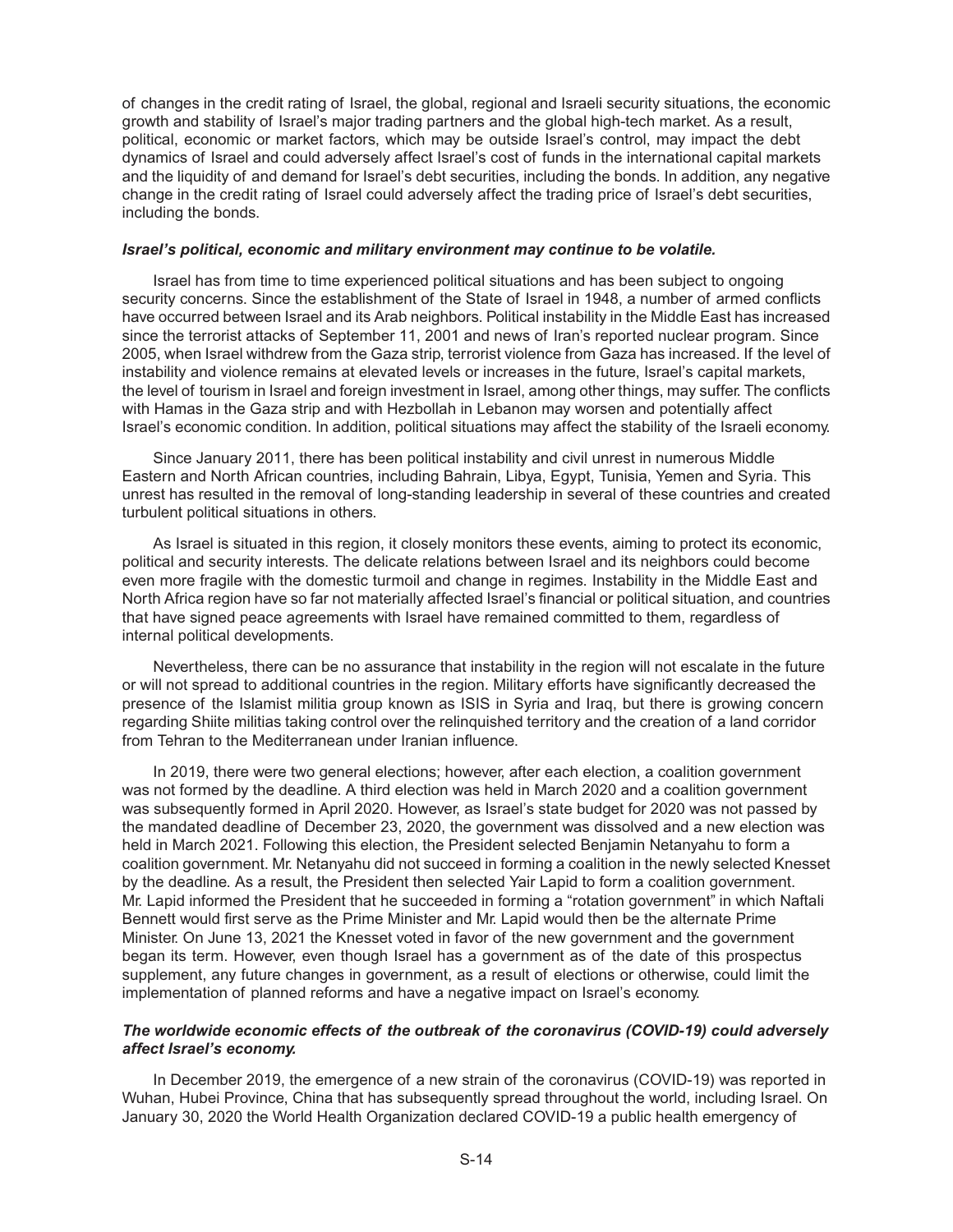of changes in the credit rating of Israel, the global, regional and Israeli security situations, the economic growth and stability of Israel's major trading partners and the global high-tech market. As a result, political, economic or market factors, which may be outside Israel's control, may impact the debt dynamics of Israel and could adversely affect Israel's cost of funds in the international capital markets and the liquidity of and demand for Israel's debt securities, including the bonds. In addition, any negative change in the credit rating of Israel could adversely affect the trading price of Israel's debt securities, including the bonds.

***Israel's political, economic and military environment may continue to be volatile.***

Israel has from time to time experienced political situations and has been subject to ongoing security concerns. Since the establishment of the State of Israel in 1948, a number of armed conflicts have occurred between Israel and its Arab neighbors. Political instability in the Middle East has increased since the terrorist attacks of September 11, 2001 and news of Iran's reported nuclear program. Since 2005, when Israel withdrew from the Gaza strip, terrorist violence from Gaza has increased. If the level of instability and violence remains at elevated levels or increases in the future, Israel's capital markets, the level of tourism in Israel and foreign investment in Israel, among other things, may suffer. The conflicts with Hamas in the Gaza strip and with Hezbollah in Lebanon may worsen and potentially affect Israel's economic condition. In addition, political situations may affect the stability of the Israeli economy.

Since January 2011, there has been political instability and civil unrest in numerous Middle Eastern and North African countries, including Bahrain, Libya, Egypt, Tunisia, Yemen and Syria. This unrest has resulted in the removal of long-standing leadership in several of these countries and created turbulent political situations in others.

As Israel is situated in this region, it closely monitors these events, aiming to protect its economic, political and security interests. The delicate relations between Israel and its neighbors could become even more fragile with the domestic turmoil and change in regimes. Instability in the Middle East and North Africa region have so far not materially affected Israel's financial or political situation, and countries that have signed peace agreements with Israel have remained committed to them, regardless of internal political developments.

Nevertheless, there can be no assurance that instability in the region will not escalate in the future or will not spread to additional countries in the region. Military efforts have significantly decreased the presence of the Islamist militia group known as ISIS in Syria and Iraq, but there is growing concern regarding Shiite militias taking control over the relinquished territory and the creation of a land corridor from Tehran to the Mediterranean under Iranian influence.

In 2019, there were two general elections; however, after each election, a coalition government was not formed by the deadline. A third election was held in March 2020 and a coalition government was subsequently formed in April 2020. However, as Israel's state budget for 2020 was not passed by the mandated deadline of December 23, 2020, the government was dissolved and a new election was held in March 2021. Following this election, the President selected Benjamin Netanyahu to form a coalition government. Mr. Netanyahu did not succeed in forming a coalition in the newly selected Knesset by the deadline. As a result, the President then selected Yair Lapid to form a coalition government. Mr. Lapid informed the President that he succeeded in forming a "rotation government" in which Naftali Bennett would first serve as the Prime Minister and Mr. Lapid would then be the alternate Prime Minister. On June 13, 2021 the Knesset voted in favor of the new government and the government began its term. However, even though Israel has a government as of the date of this prospectus supplement, any future changes in government, as a result of elections or otherwise, could limit the implementation of planned reforms and have a negative impact on Israel's economy.

***The worldwide economic effects of the outbreak of the coronavirus (COVID-19) could adversely affect Israel's economy.***

In December 2019, the emergence of a new strain of the coronavirus (COVID-19) was reported in Wuhan, Hubei Province, China that has subsequently spread throughout the world, including Israel. On January 30, 2020 the World Health Organization declared COVID-19 a public health emergency of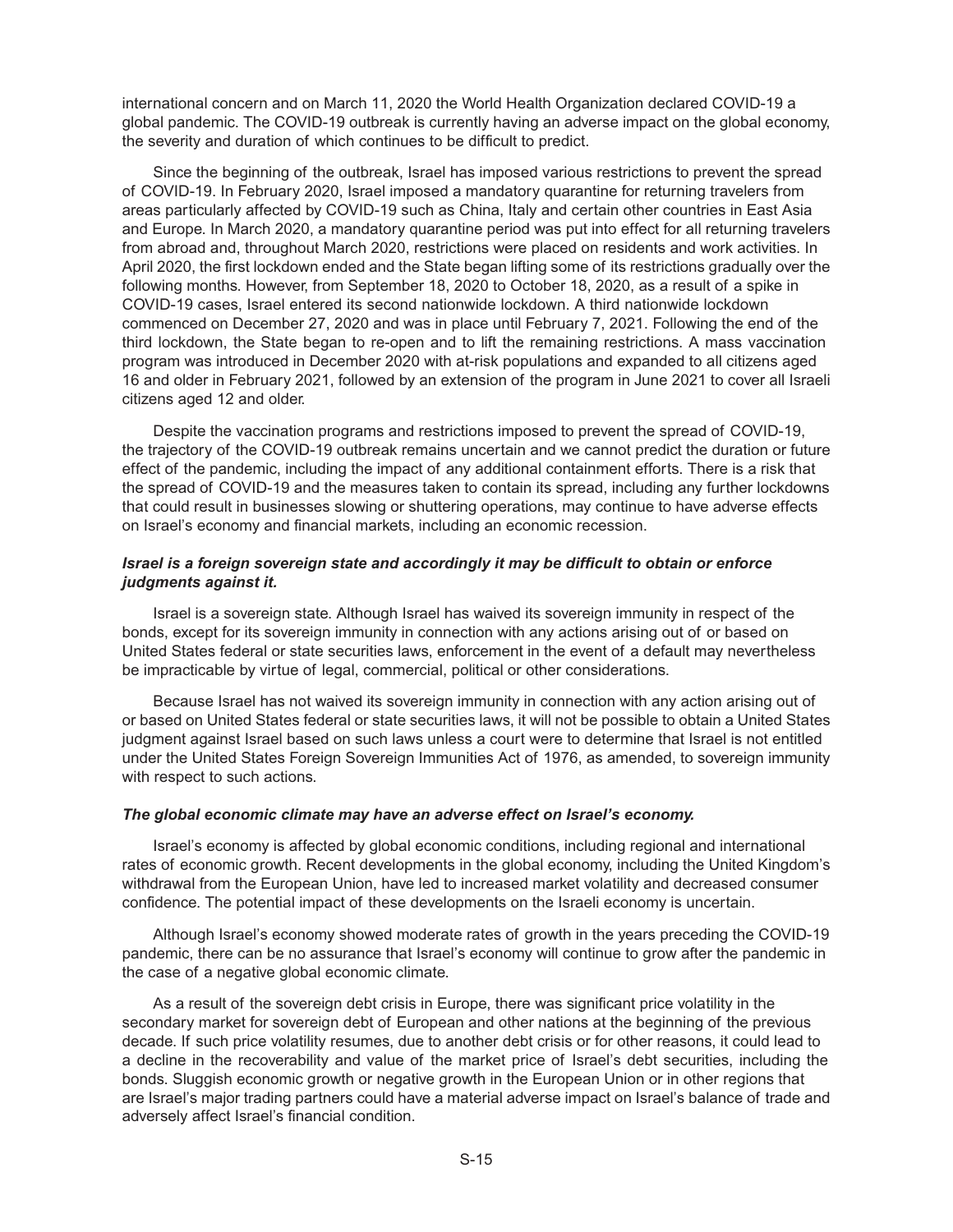international concern and on March 11, 2020 the World Health Organization declared COVID-19 a global pandemic. The COVID-19 outbreak is currently having an adverse impact on the global economy, the severity and duration of which continues to be difficult to predict.

Since the beginning of the outbreak, Israel has imposed various restrictions to prevent the spread of COVID-19. In February 2020, Israel imposed a mandatory quarantine for returning travelers from areas particularly affected by COVID-19 such as China, Italy and certain other countries in East Asia and Europe. In March 2020, a mandatory quarantine period was put into effect for all returning travelers from abroad and, throughout March 2020, restrictions were placed on residents and work activities. In April 2020, the first lockdown ended and the State began lifting some of its restrictions gradually over the following months. However, from September 18, 2020 to October 18, 2020, as a result of a spike in COVID-19 cases, Israel entered its second nationwide lockdown. A third nationwide lockdown commenced on December 27, 2020 and was in place until February 7, 2021. Following the end of the third lockdown, the State began to re-open and to lift the remaining restrictions. A mass vaccination program was introduced in December 2020 with at-risk populations and expanded to all citizens aged 16 and older in February 2021, followed by an extension of the program in June 2021 to cover all Israeli citizens aged 12 and older.

Despite the vaccination programs and restrictions imposed to prevent the spread of COVID-19, the trajectory of the COVID-19 outbreak remains uncertain and we cannot predict the duration or future effect of the pandemic, including the impact of any additional containment efforts. There is a risk that the spread of COVID-19 and the measures taken to contain its spread, including any further lockdowns that could result in businesses slowing or shuttering operations, may continue to have adverse effects on Israel's economy and financial markets, including an economic recession.

***Israel is a foreign sovereign state and accordingly it may be difficult to obtain or enforce judgments against it.***

Israel is a sovereign state. Although Israel has waived its sovereign immunity in respect of the bonds, except for its sovereign immunity in connection with any actions arising out of or based on United States federal or state securities laws, enforcement in the event of a default may nevertheless be impracticable by virtue of legal, commercial, political or other considerations.

Because Israel has not waived its sovereign immunity in connection with any action arising out of or based on United States federal or state securities laws, it will not be possible to obtain a United States judgment against Israel based on such laws unless a court were to determine that Israel is not entitled under the United States Foreign Sovereign Immunities Act of 1976, as amended, to sovereign immunity with respect to such actions.

***The global economic climate may have an adverse effect on Israel's economy.***

Israel's economy is affected by global economic conditions, including regional and international rates of economic growth. Recent developments in the global economy, including the United Kingdom's withdrawal from the European Union, have led to increased market volatility and decreased consumer confidence. The potential impact of these developments on the Israeli economy is uncertain.

Although Israel's economy showed moderate rates of growth in the years preceding the COVID-19 pandemic, there can be no assurance that Israel's economy will continue to grow after the pandemic in the case of a negative global economic climate.

As a result of the sovereign debt crisis in Europe, there was significant price volatility in the secondary market for sovereign debt of European and other nations at the beginning of the previous decade. If such price volatility resumes, due to another debt crisis or for other reasons, it could lead to a decline in the recoverability and value of the market price of Israel's debt securities, including the bonds. Sluggish economic growth or negative growth in the European Union or in other regions that are Israel's major trading partners could have a material adverse impact on Israel's balance of trade and adversely affect Israel's financial condition.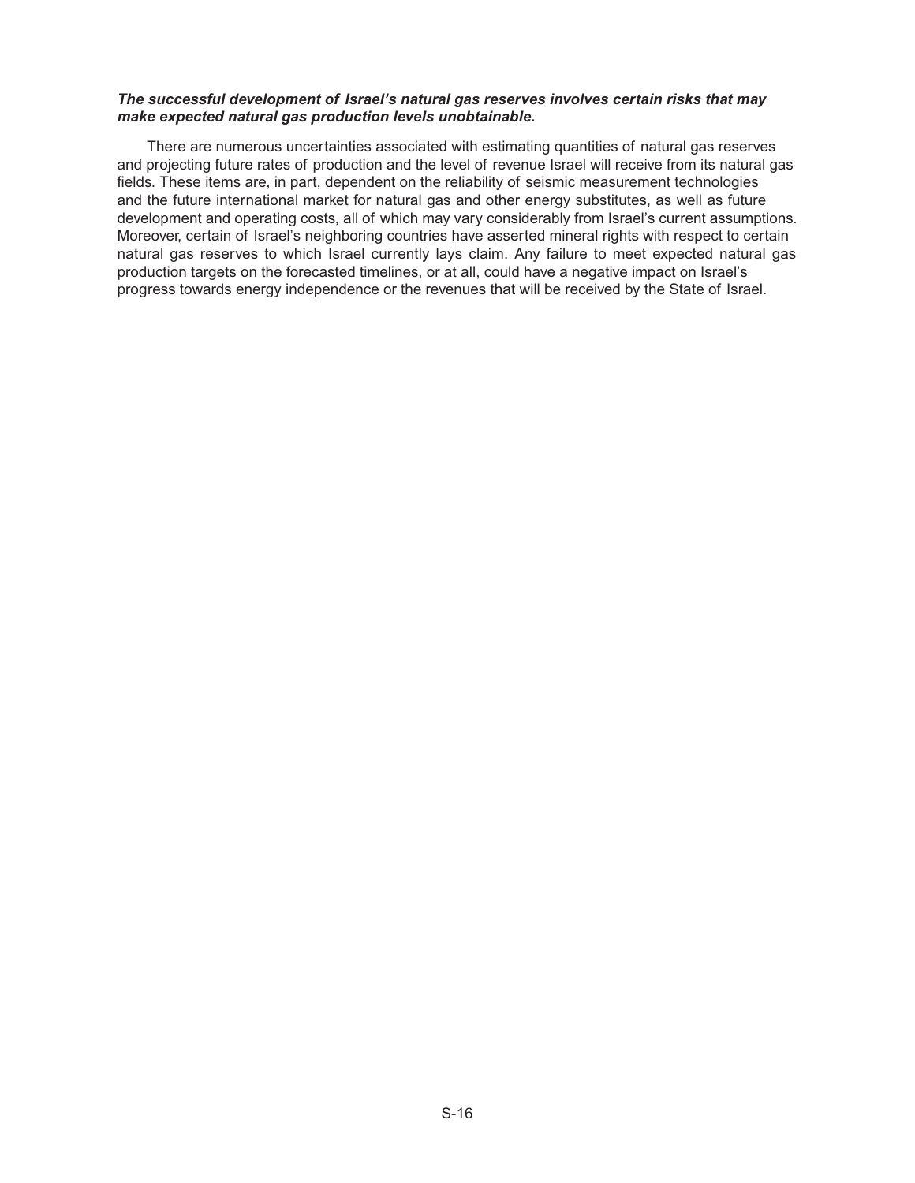***The successful development of Israel's natural gas reserves involves certain risks that may make expected natural gas production levels unobtainable.***

There are numerous uncertainties associated with estimating quantities of natural gas reserves and projecting future rates of production and the level of revenue Israel will receive from its natural gas fields. These items are, in part, dependent on the reliability of seismic measurement technologies and the future international market for natural gas and other energy substitutes, as well as future development and operating costs, all of which may vary considerably from Israel's current assumptions. Moreover, certain of Israel's neighboring countries have asserted mineral rights with respect to certain natural gas reserves to which Israel currently lays claim. Any failure to meet expected natural gas production targets on the forecasted timelines, or at all, could have a negative impact on Israel's progress towards energy independence or the revenues that will be received by the State of Israel.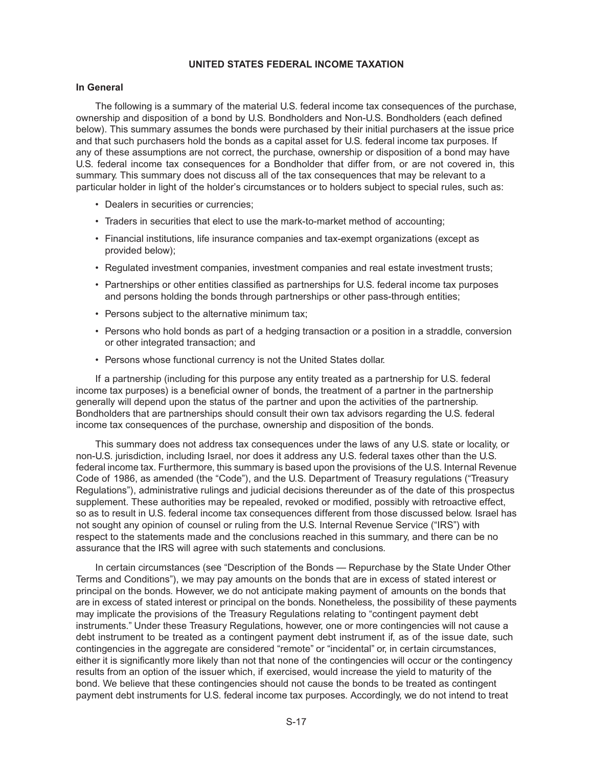## UNITED STATES FEDERAL INCOME TAXATION

### In General

The following is a summary of the material U.S. federal income tax consequences of the purchase, ownership and disposition of a bond by U.S. Bondholders and Non-U.S. Bondholders (each defined below). This summary assumes the bonds were purchased by their initial purchasers at the issue price and that such purchasers hold the bonds as a capital asset for U.S. federal income tax purposes. If any of these assumptions are not correct, the purchase, ownership or disposition of a bond may have U.S. federal income tax consequences for a Bondholder that differ from, or are not covered in, this summary. This summary does not discuss all of the tax consequences that may be relevant to a particular holder in light of the holder's circumstances or to holders subject to special rules, such as:

- Dealers in securities or currencies;
- Traders in securities that elect to use the mark-to-market method of accounting;
- Financial institutions, life insurance companies and tax-exempt organizations (except as provided below);
- Regulated investment companies, investment companies and real estate investment trusts;
- Partnerships or other entities classified as partnerships for U.S. federal income tax purposes and persons holding the bonds through partnerships or other pass-through entities;
- Persons subject to the alternative minimum tax;
- Persons who hold bonds as part of a hedging transaction or a position in a straddle, conversion or other integrated transaction; and
- Persons whose functional currency is not the United States dollar.

If a partnership (including for this purpose any entity treated as a partnership for U.S. federal income tax purposes) is a beneficial owner of bonds, the treatment of a partner in the partnership generally will depend upon the status of the partner and upon the activities of the partnership. Bondholders that are partnerships should consult their own tax advisors regarding the U.S. federal income tax consequences of the purchase, ownership and disposition of the bonds.

This summary does not address tax consequences under the laws of any U.S. state or locality, or non-U.S. jurisdiction, including Israel, nor does it address any U.S. federal taxes other than the U.S. federal income tax. Furthermore, this summary is based upon the provisions of the U.S. Internal Revenue Code of 1986, as amended (the "Code"), and the U.S. Department of Treasury regulations ("Treasury Regulations"), administrative rulings and judicial decisions thereunder as of the date of this prospectus supplement. These authorities may be repealed, revoked or modified, possibly with retroactive effect, so as to result in U.S. federal income tax consequences different from those discussed below. Israel has not sought any opinion of counsel or ruling from the U.S. Internal Revenue Service ("IRS") with respect to the statements made and the conclusions reached in this summary, and there can be no assurance that the IRS will agree with such statements and conclusions.

In certain circumstances (see "Description of the Bonds — Repurchase by the State Under Other Terms and Conditions"), we may pay amounts on the bonds that are in excess of stated interest or principal on the bonds. However, we do not anticipate making payment of amounts on the bonds that are in excess of stated interest or principal on the bonds. Nonetheless, the possibility of these payments may implicate the provisions of the Treasury Regulations relating to "contingent payment debt instruments." Under these Treasury Regulations, however, one or more contingencies will not cause a debt instrument to be treated as a contingent payment debt instrument if, as of the issue date, such contingencies in the aggregate are considered "remote" or "incidental" or, in certain circumstances, either it is significantly more likely than not that none of the contingencies will occur or the contingency results from an option of the issuer which, if exercised, would increase the yield to maturity of the bond. We believe that these contingencies should not cause the bonds to be treated as contingent payment debt instruments for U.S. federal income tax purposes. Accordingly, we do not intend to treat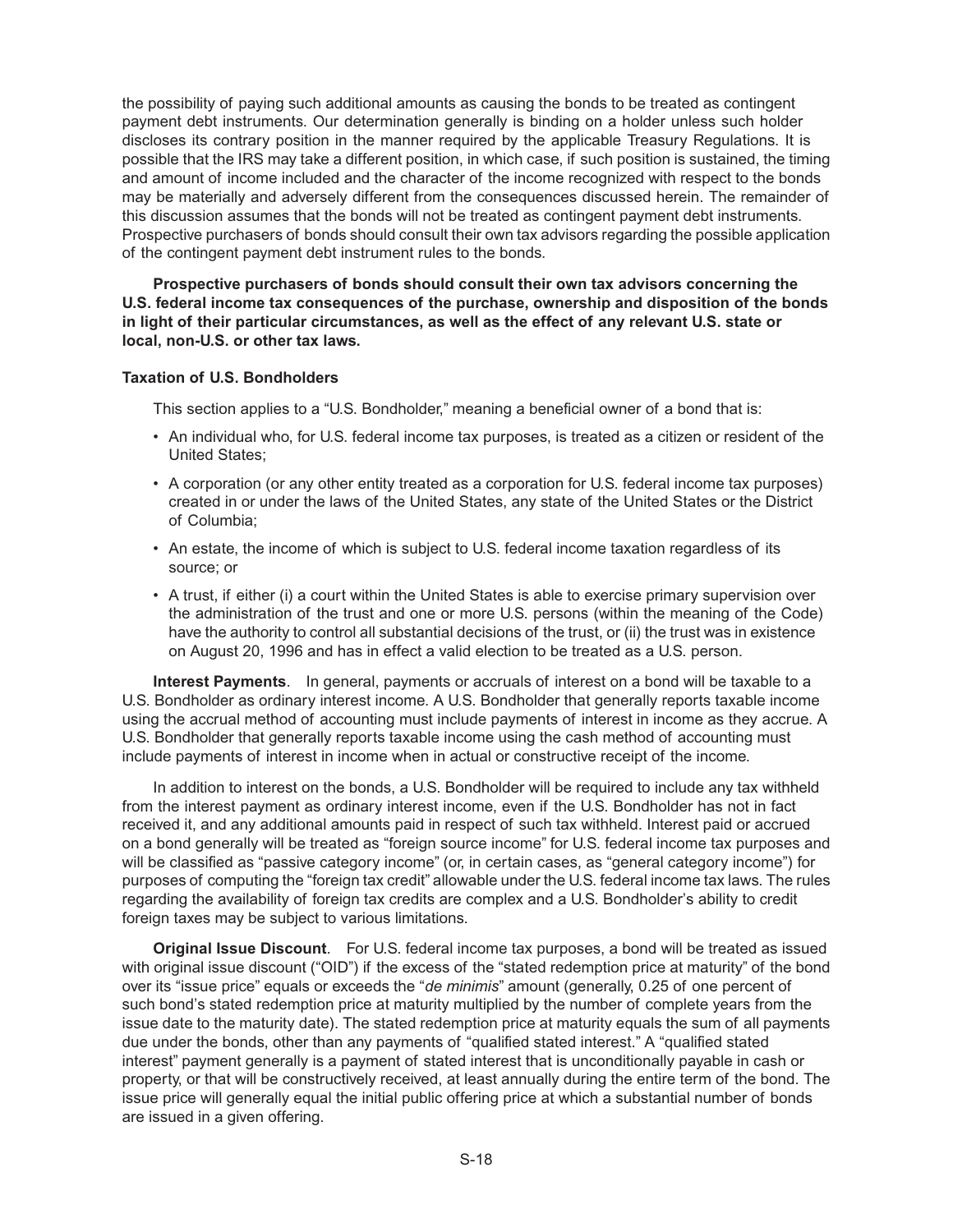the possibility of paying such additional amounts as causing the bonds to be treated as contingent payment debt instruments. Our determination generally is binding on a holder unless such holder discloses its contrary position in the manner required by the applicable Treasury Regulations. It is possible that the IRS may take a different position, in which case, if such position is sustained, the timing and amount of income included and the character of the income recognized with respect to the bonds may be materially and adversely different from the consequences discussed herein. The remainder of this discussion assumes that the bonds will not be treated as contingent payment debt instruments. Prospective purchasers of bonds should consult their own tax advisors regarding the possible application of the contingent payment debt instrument rules to the bonds.

**Prospective purchasers of bonds should consult their own tax advisors concerning the U.S. federal income tax consequences of the purchase, ownership and disposition of the bonds in light of their particular circumstances, as well as the effect of any relevant U.S. state or local, non-U.S. or other tax laws.**

**Taxation of U.S. Bondholders**

This section applies to a "U.S. Bondholder," meaning a beneficial owner of a bond that is:

- An individual who, for U.S. federal income tax purposes, is treated as a citizen or resident of the United States;
- A corporation (or any other entity treated as a corporation for U.S. federal income tax purposes) created in or under the laws of the United States, any state of the United States or the District of Columbia;
- An estate, the income of which is subject to U.S. federal income taxation regardless of its source; or
- A trust, if either (i) a court within the United States is able to exercise primary supervision over the administration of the trust and one or more U.S. persons (within the meaning of the Code) have the authority to control all substantial decisions of the trust, or (ii) the trust was in existence on August 20, 1996 and has in effect a valid election to be treated as a U.S. person.

**Interest Payments**. In general, payments or accruals of interest on a bond will be taxable to a U.S. Bondholder as ordinary interest income. A U.S. Bondholder that generally reports taxable income using the accrual method of accounting must include payments of interest in income as they accrue. A U.S. Bondholder that generally reports taxable income using the cash method of accounting must include payments of interest in income when in actual or constructive receipt of the income.

In addition to interest on the bonds, a U.S. Bondholder will be required to include any tax withheld from the interest payment as ordinary interest income, even if the U.S. Bondholder has not in fact received it, and any additional amounts paid in respect of such tax withheld. Interest paid or accrued on a bond generally will be treated as "foreign source income" for U.S. federal income tax purposes and will be classified as "passive category income" (or, in certain cases, as "general category income") for purposes of computing the "foreign tax credit" allowable under the U.S. federal income tax laws. The rules regarding the availability of foreign tax credits are complex and a U.S. Bondholder's ability to credit foreign taxes may be subject to various limitations.

**Original Issue Discount**. For U.S. federal income tax purposes, a bond will be treated as issued with original issue discount ("OID") if the excess of the "stated redemption price at maturity" of the bond over its "issue price" equals or exceeds the "*de minimis*" amount (generally, 0.25 of one percent of such bond's stated redemption price at maturity multiplied by the number of complete years from the issue date to the maturity date). The stated redemption price at maturity equals the sum of all payments due under the bonds, other than any payments of "qualified stated interest." A "qualified stated interest" payment generally is a payment of stated interest that is unconditionally payable in cash or property, or that will be constructively received, at least annually during the entire term of the bond. The issue price will generally equal the initial public offering price at which a substantial number of bonds are issued in a given offering.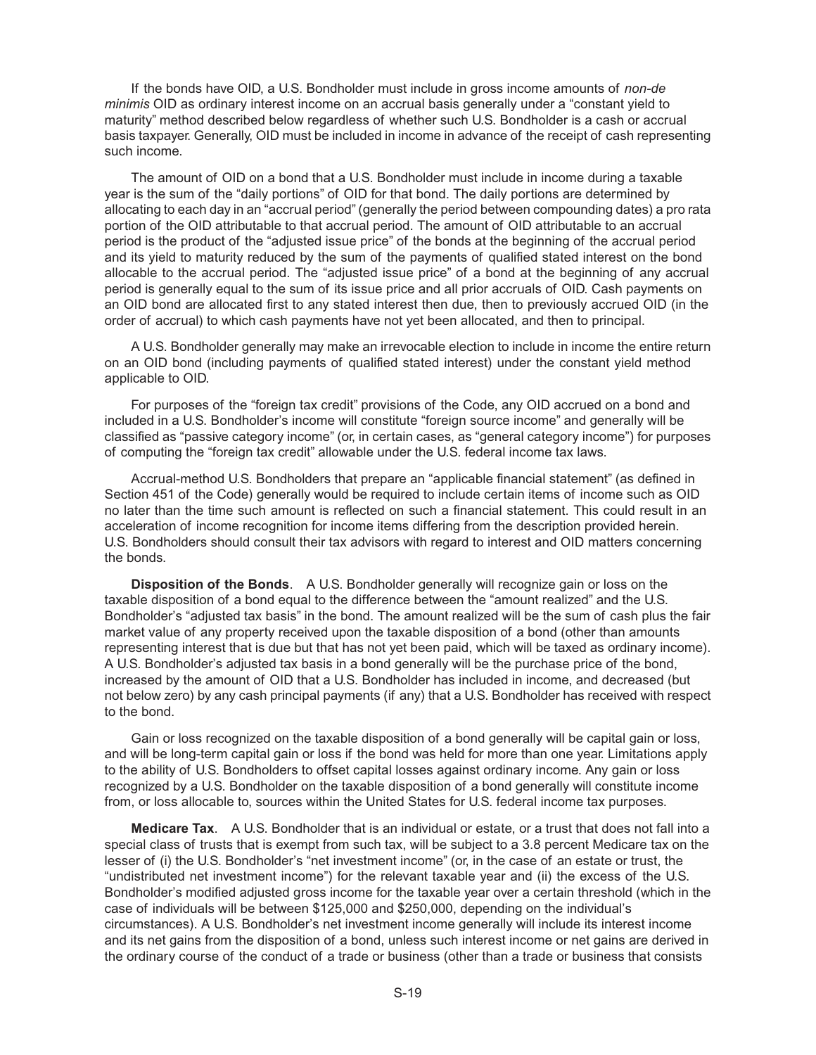If the bonds have OID, a U.S. Bondholder must include in gross income amounts of *non-de minimis* OID as ordinary interest income on an accrual basis generally under a "constant yield to maturity" method described below regardless of whether such U.S. Bondholder is a cash or accrual basis taxpayer. Generally, OID must be included in income in advance of the receipt of cash representing such income.

The amount of OID on a bond that a U.S. Bondholder must include in income during a taxable year is the sum of the "daily portions" of OID for that bond. The daily portions are determined by allocating to each day in an "accrual period" (generally the period between compounding dates) a pro rata portion of the OID attributable to that accrual period. The amount of OID attributable to an accrual period is the product of the "adjusted issue price" of the bonds at the beginning of the accrual period and its yield to maturity reduced by the sum of the payments of qualified stated interest on the bond allocable to the accrual period. The "adjusted issue price" of a bond at the beginning of any accrual period is generally equal to the sum of its issue price and all prior accruals of OID. Cash payments on an OID bond are allocated first to any stated interest then due, then to previously accrued OID (in the order of accrual) to which cash payments have not yet been allocated, and then to principal.

A U.S. Bondholder generally may make an irrevocable election to include in income the entire return on an OID bond (including payments of qualified stated interest) under the constant yield method applicable to OID.

For purposes of the "foreign tax credit" provisions of the Code, any OID accrued on a bond and included in a U.S. Bondholder's income will constitute "foreign source income" and generally will be classified as "passive category income" (or, in certain cases, as "general category income") for purposes of computing the "foreign tax credit" allowable under the U.S. federal income tax laws.

Accrual-method U.S. Bondholders that prepare an "applicable financial statement" (as defined in Section 451 of the Code) generally would be required to include certain items of income such as OID no later than the time such amount is reflected on such a financial statement. This could result in an acceleration of income recognition for income items differing from the description provided herein. U.S. Bondholders should consult their tax advisors with regard to interest and OID matters concerning the bonds.

**Disposition of the Bonds**. A U.S. Bondholder generally will recognize gain or loss on the taxable disposition of a bond equal to the difference between the "amount realized" and the U.S. Bondholder's "adjusted tax basis" in the bond. The amount realized will be the sum of cash plus the fair market value of any property received upon the taxable disposition of a bond (other than amounts representing interest that is due but that has not yet been paid, which will be taxed as ordinary income). A U.S. Bondholder's adjusted tax basis in a bond generally will be the purchase price of the bond, increased by the amount of OID that a U.S. Bondholder has included in income, and decreased (but not below zero) by any cash principal payments (if any) that a U.S. Bondholder has received with respect to the bond.

Gain or loss recognized on the taxable disposition of a bond generally will be capital gain or loss, and will be long-term capital gain or loss if the bond was held for more than one year. Limitations apply to the ability of U.S. Bondholders to offset capital losses against ordinary income. Any gain or loss recognized by a U.S. Bondholder on the taxable disposition of a bond generally will constitute income from, or loss allocable to, sources within the United States for U.S. federal income tax purposes.

**Medicare Tax**. A U.S. Bondholder that is an individual or estate, or a trust that does not fall into a special class of trusts that is exempt from such tax, will be subject to a 3.8 percent Medicare tax on the lesser of (i) the U.S. Bondholder's "net investment income" (or, in the case of an estate or trust, the "undistributed net investment income") for the relevant taxable year and (ii) the excess of the U.S. Bondholder's modified adjusted gross income for the taxable year over a certain threshold (which in the case of individuals will be between $125,000 and $250,000, depending on the individual's circumstances). A U.S. Bondholder's net investment income generally will include its interest income and its net gains from the disposition of a bond, unless such interest income or net gains are derived in the ordinary course of the conduct of a trade or business (other than a trade or business that consists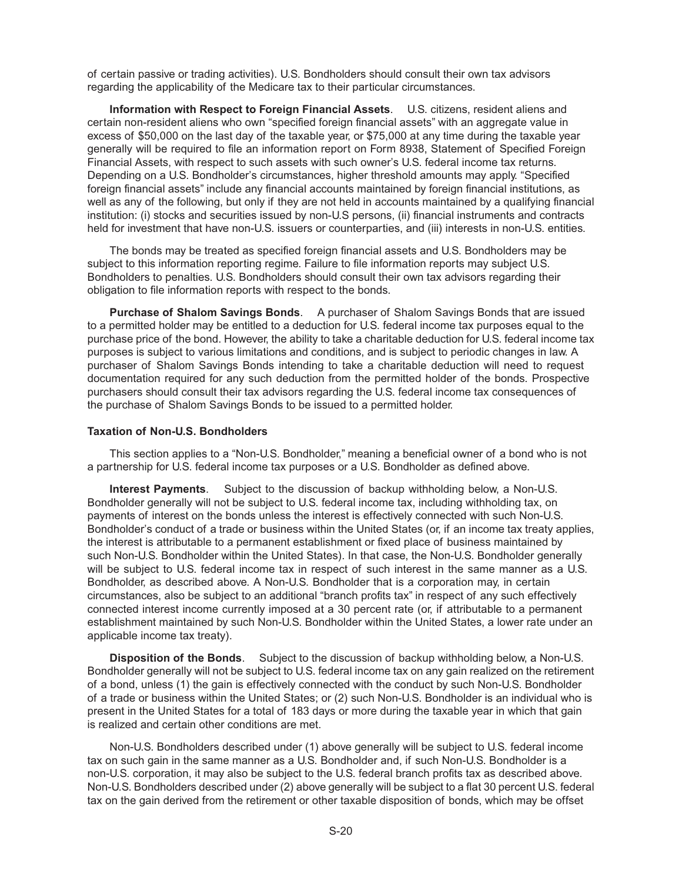of certain passive or trading activities). U.S. Bondholders should consult their own tax advisors regarding the applicability of the Medicare tax to their particular circumstances.

**Information with Respect to Foreign Financial Assets**. U.S. citizens, resident aliens and certain non-resident aliens who own "specified foreign financial assets" with an aggregate value in excess of $50,000 on the last day of the taxable year, or $75,000 at any time during the taxable year generally will be required to file an information report on Form 8938, Statement of Specified Foreign Financial Assets, with respect to such assets with such owner's U.S. federal income tax returns. Depending on a U.S. Bondholder's circumstances, higher threshold amounts may apply. "Specified foreign financial assets" include any financial accounts maintained by foreign financial institutions, as well as any of the following, but only if they are not held in accounts maintained by a qualifying financial institution: (i) stocks and securities issued by non-U.S persons, (ii) financial instruments and contracts held for investment that have non-U.S. issuers or counterparties, and (iii) interests in non-U.S. entities.

The bonds may be treated as specified foreign financial assets and U.S. Bondholders may be subject to this information reporting regime. Failure to file information reports may subject U.S. Bondholders to penalties. U.S. Bondholders should consult their own tax advisors regarding their obligation to file information reports with respect to the bonds.

**Purchase of Shalom Savings Bonds**. A purchaser of Shalom Savings Bonds that are issued to a permitted holder may be entitled to a deduction for U.S. federal income tax purposes equal to the purchase price of the bond. However, the ability to take a charitable deduction for U.S. federal income tax purposes is subject to various limitations and conditions, and is subject to periodic changes in law. A purchaser of Shalom Savings Bonds intending to take a charitable deduction will need to request documentation required for any such deduction from the permitted holder of the bonds. Prospective purchasers should consult their tax advisors regarding the U.S. federal income tax consequences of the purchase of Shalom Savings Bonds to be issued to a permitted holder.

### Taxation of Non-U.S. Bondholders

This section applies to a "Non-U.S. Bondholder," meaning a beneficial owner of a bond who is not a partnership for U.S. federal income tax purposes or a U.S. Bondholder as defined above.

**Interest Payments**. Subject to the discussion of backup withholding below, a Non-U.S. Bondholder generally will not be subject to U.S. federal income tax, including withholding tax, on payments of interest on the bonds unless the interest is effectively connected with such Non-U.S. Bondholder's conduct of a trade or business within the United States (or, if an income tax treaty applies, the interest is attributable to a permanent establishment or fixed place of business maintained by such Non-U.S. Bondholder within the United States). In that case, the Non-U.S. Bondholder generally will be subject to U.S. federal income tax in respect of such interest in the same manner as a U.S. Bondholder, as described above. A Non-U.S. Bondholder that is a corporation may, in certain circumstances, also be subject to an additional "branch profits tax" in respect of any such effectively connected interest income currently imposed at a 30 percent rate (or, if attributable to a permanent establishment maintained by such Non-U.S. Bondholder within the United States, a lower rate under an applicable income tax treaty).

**Disposition of the Bonds**. Subject to the discussion of backup withholding below, a Non-U.S. Bondholder generally will not be subject to U.S. federal income tax on any gain realized on the retirement of a bond, unless (1) the gain is effectively connected with the conduct by such Non-U.S. Bondholder of a trade or business within the United States; or (2) such Non-U.S. Bondholder is an individual who is present in the United States for a total of 183 days or more during the taxable year in which that gain is realized and certain other conditions are met.

Non-U.S. Bondholders described under (1) above generally will be subject to U.S. federal income tax on such gain in the same manner as a U.S. Bondholder and, if such Non-U.S. Bondholder is a non-U.S. corporation, it may also be subject to the U.S. federal branch profits tax as described above. Non-U.S. Bondholders described under (2) above generally will be subject to a flat 30 percent U.S. federal tax on the gain derived from the retirement or other taxable disposition of bonds, which may be offset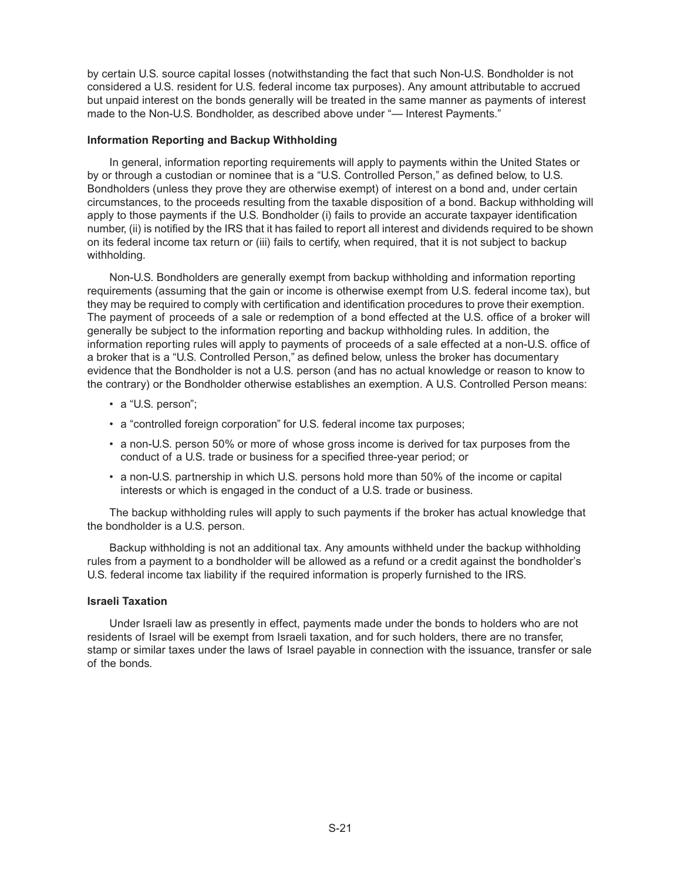by certain U.S. source capital losses (notwithstanding the fact that such Non-U.S. Bondholder is not considered a U.S. resident for U.S. federal income tax purposes). Any amount attributable to accrued but unpaid interest on the bonds generally will be treated in the same manner as payments of interest made to the Non-U.S. Bondholder, as described above under "— Interest Payments."

### Information Reporting and Backup Withholding

In general, information reporting requirements will apply to payments within the United States or by or through a custodian or nominee that is a "U.S. Controlled Person," as defined below, to U.S. Bondholders (unless they prove they are otherwise exempt) of interest on a bond and, under certain circumstances, to the proceeds resulting from the taxable disposition of a bond. Backup withholding will apply to those payments if the U.S. Bondholder (i) fails to provide an accurate taxpayer identification number, (ii) is notified by the IRS that it has failed to report all interest and dividends required to be shown on its federal income tax return or (iii) fails to certify, when required, that it is not subject to backup withholding.

Non-U.S. Bondholders are generally exempt from backup withholding and information reporting requirements (assuming that the gain or income is otherwise exempt from U.S. federal income tax), but they may be required to comply with certification and identification procedures to prove their exemption. The payment of proceeds of a sale or redemption of a bond effected at the U.S. office of a broker will generally be subject to the information reporting and backup withholding rules. In addition, the information reporting rules will apply to payments of proceeds of a sale effected at a non-U.S. office of a broker that is a "U.S. Controlled Person," as defined below, unless the broker has documentary evidence that the Bondholder is not a U.S. person (and has no actual knowledge or reason to know to the contrary) or the Bondholder otherwise establishes an exemption. A U.S. Controlled Person means:

- a "U.S. person";
- a "controlled foreign corporation" for U.S. federal income tax purposes;
- a non-U.S. person 50% or more of whose gross income is derived for tax purposes from the conduct of a U.S. trade or business for a specified three-year period; or
- a non-U.S. partnership in which U.S. persons hold more than 50% of the income or capital interests or which is engaged in the conduct of a U.S. trade or business.

The backup withholding rules will apply to such payments if the broker has actual knowledge that the bondholder is a U.S. person.

Backup withholding is not an additional tax. Any amounts withheld under the backup withholding rules from a payment to a bondholder will be allowed as a refund or a credit against the bondholder's U.S. federal income tax liability if the required information is properly furnished to the IRS.

### Israeli Taxation

Under Israeli law as presently in effect, payments made under the bonds to holders who are not residents of Israel will be exempt from Israeli taxation, and for such holders, there are no transfer, stamp or similar taxes under the laws of Israel payable in connection with the issuance, transfer or sale of the bonds.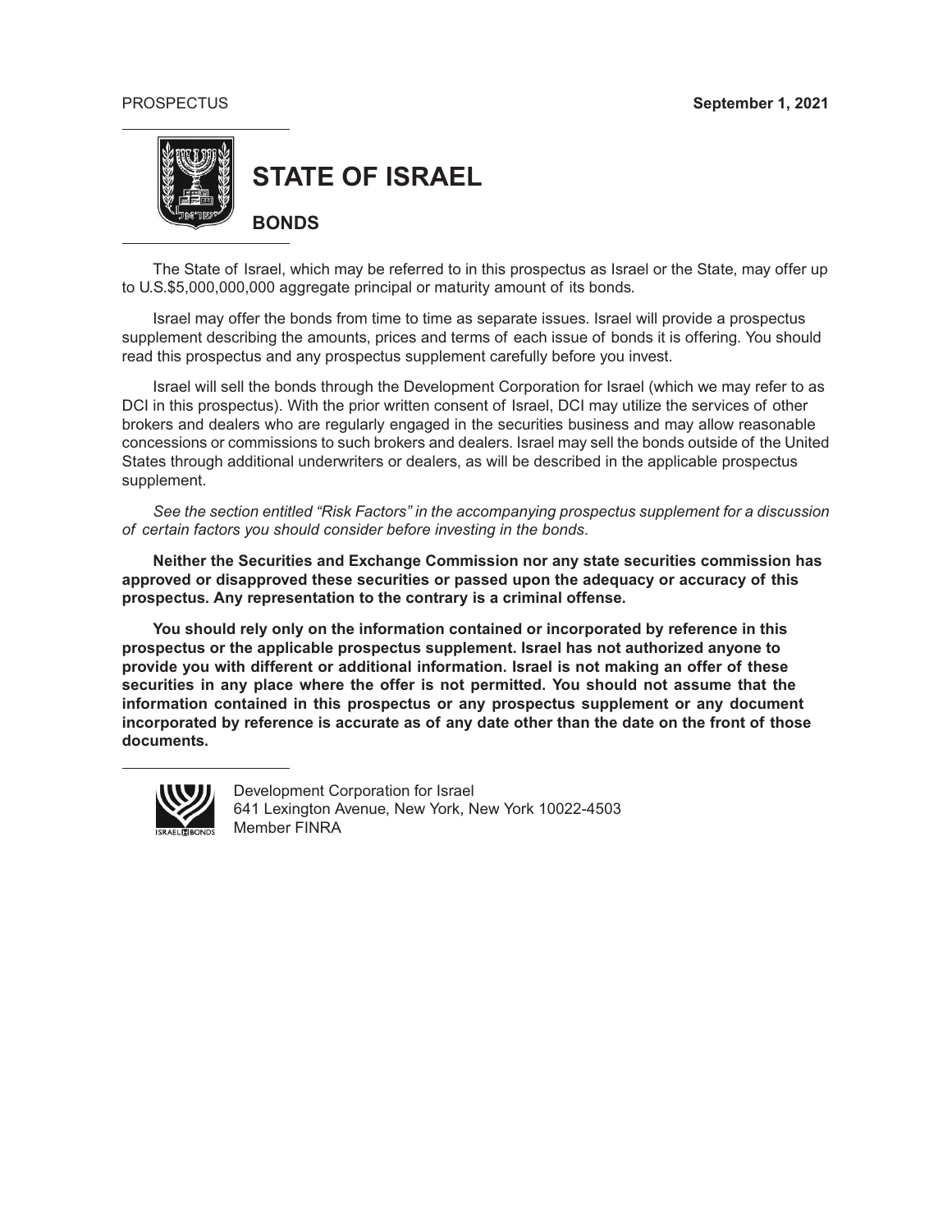PROSPECTUS **September 1, 2021**

# STATE OF ISRAEL

## BONDS

The State of Israel, which may be referred to in this prospectus as Israel or the State, may offer up to U.S.$5,000,000,000 aggregate principal or maturity amount of its bonds.

Israel may offer the bonds from time to time as separate issues. Israel will provide a prospectus supplement describing the amounts, prices and terms of each issue of bonds it is offering. You should read this prospectus and any prospectus supplement carefully before you invest.

Israel will sell the bonds through the Development Corporation for Israel (which we may refer to as DCI in this prospectus). With the prior written consent of Israel, DCI may utilize the services of other brokers and dealers who are regularly engaged in the securities business and may allow reasonable concessions or commissions to such brokers and dealers. Israel may sell the bonds outside of the United States through additional underwriters or dealers, as will be described in the applicable prospectus supplement.

*See the section entitled "Risk Factors" in the accompanying prospectus supplement for a discussion of certain factors you should consider before investing in the bonds.*

**Neither the Securities and Exchange Commission nor any state securities commission has approved or disapproved these securities or passed upon the adequacy or accuracy of this prospectus. Any representation to the contrary is a criminal offense.**

**You should rely only on the information contained or incorporated by reference in this prospectus or the applicable prospectus supplement. Israel has not authorized anyone to provide you with different or additional information. Israel is not making an offer of these securities in any place where the offer is not permitted. You should not assume that the information contained in this prospectus or any prospectus supplement or any document incorporated by reference is accurate as of any date other than the date on the front of those documents.**

Development Corporation for Israel
641 Lexington Avenue, New York, New York 10022-4503
Member FINRA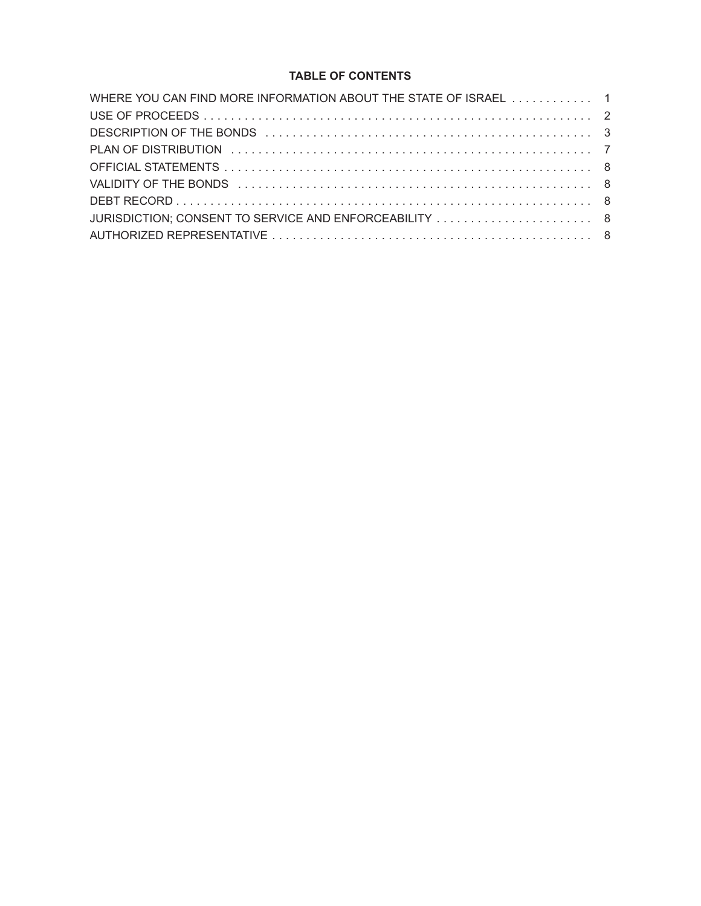**TABLE OF CONTENTS**

| | |
|---|---|
| WHERE YOU CAN FIND MORE INFORMATION ABOUT THE STATE OF ISRAEL | 1 |
| USE OF PROCEEDS | 2 |
| DESCRIPTION OF THE BONDS | 3 |
| PLAN OF DISTRIBUTION | 7 |
| OFFICIAL STATEMENTS | 8 |
| VALIDITY OF THE BONDS | 8 |
| DEBT RECORD | 8 |
| JURISDICTION; CONSENT TO SERVICE AND ENFORCEABILITY | 8 |
| AUTHORIZED REPRESENTATIVE | 8 |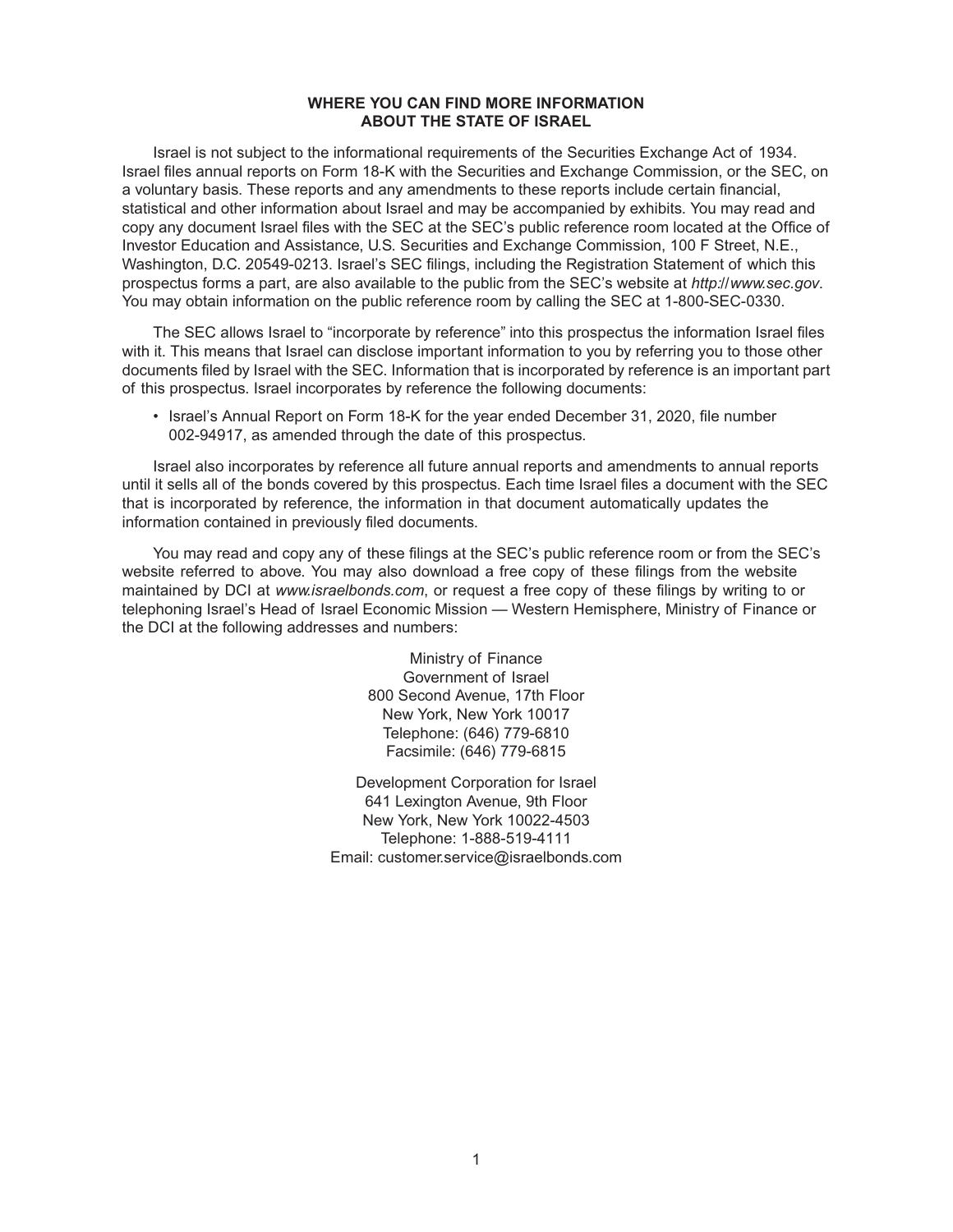## WHERE YOU CAN FIND MORE INFORMATION ABOUT THE STATE OF ISRAEL

Israel is not subject to the informational requirements of the Securities Exchange Act of 1934. Israel files annual reports on Form 18-K with the Securities and Exchange Commission, or the SEC, on a voluntary basis. These reports and any amendments to these reports include certain financial, statistical and other information about Israel and may be accompanied by exhibits. You may read and copy any document Israel files with the SEC at the SEC's public reference room located at the Office of Investor Education and Assistance, U.S. Securities and Exchange Commission, 100 F Street, N.E., Washington, D.C. 20549-0213. Israel's SEC filings, including the Registration Statement of which this prospectus forms a part, are also available to the public from the SEC's website at *http://www.sec.gov*. You may obtain information on the public reference room by calling the SEC at 1-800-SEC-0330.

The SEC allows Israel to "incorporate by reference" into this prospectus the information Israel files with it. This means that Israel can disclose important information to you by referring you to those other documents filed by Israel with the SEC. Information that is incorporated by reference is an important part of this prospectus. Israel incorporates by reference the following documents:

- Israel's Annual Report on Form 18-K for the year ended December 31, 2020, file number 002-94917, as amended through the date of this prospectus.

Israel also incorporates by reference all future annual reports and amendments to annual reports until it sells all of the bonds covered by this prospectus. Each time Israel files a document with the SEC that is incorporated by reference, the information in that document automatically updates the information contained in previously filed documents.

You may read and copy any of these filings at the SEC's public reference room or from the SEC's website referred to above. You may also download a free copy of these filings from the website maintained by DCI at *www.israelbonds.com*, or request a free copy of these filings by writing to or telephoning Israel's Head of Israel Economic Mission — Western Hemisphere, Ministry of Finance or the DCI at the following addresses and numbers:

Ministry of Finance  
Government of Israel  
800 Second Avenue, 17th Floor  
New York, New York 10017  
Telephone: (646) 779-6810  
Facsimile: (646) 779-6815

Development Corporation for Israel  
641 Lexington Avenue, 9th Floor  
New York, New York 10022-4503  
Telephone: 1-888-519-4111  
Email: customer.service@israelbonds.com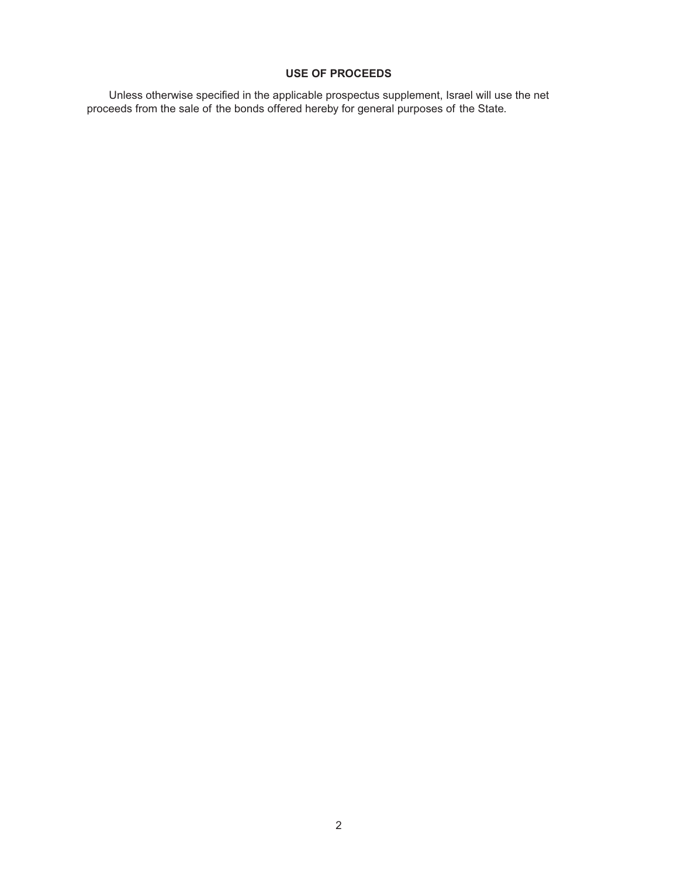## USE OF PROCEEDS

Unless otherwise specified in the applicable prospectus supplement, Israel will use the net proceeds from the sale of the bonds offered hereby for general purposes of the State.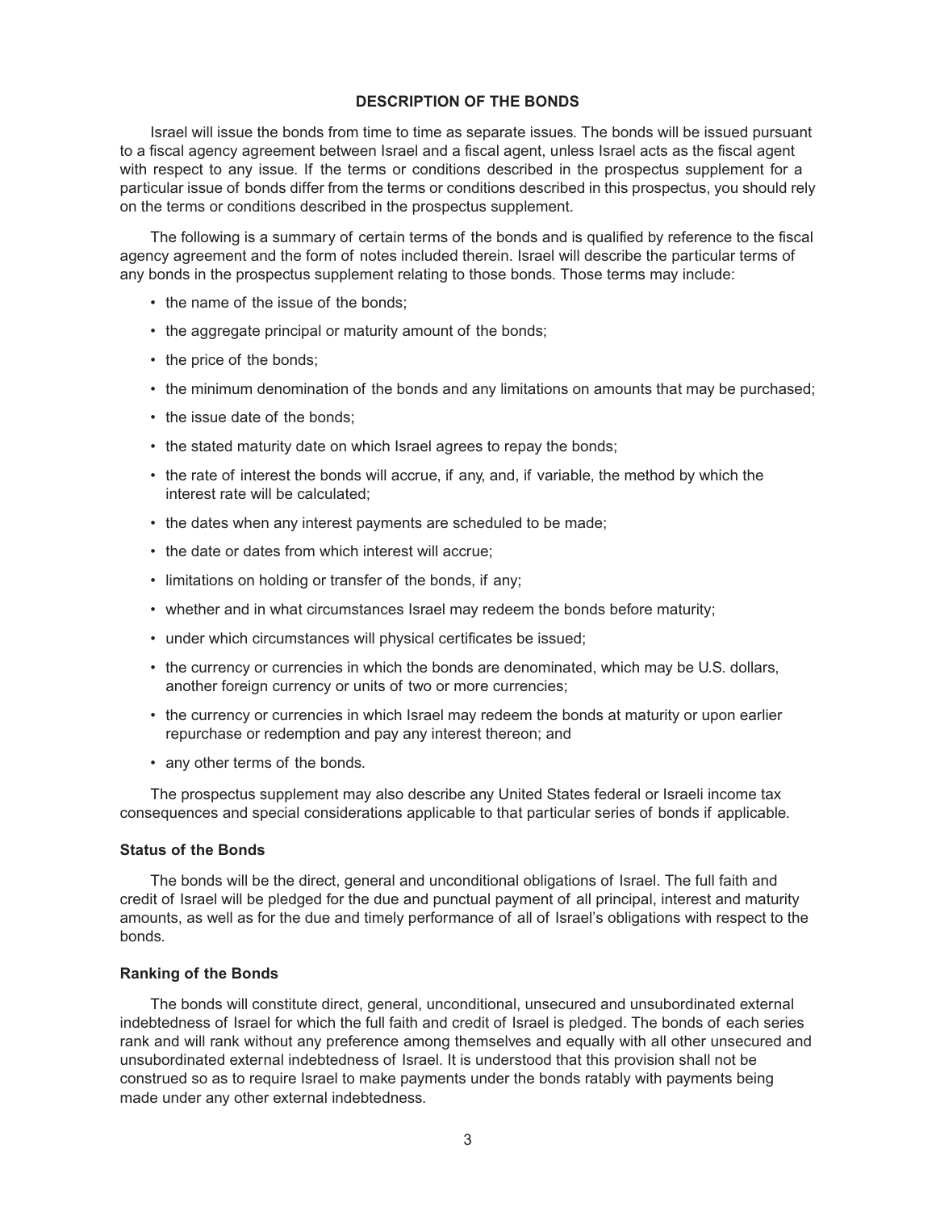## DESCRIPTION OF THE BONDS

Israel will issue the bonds from time to time as separate issues. The bonds will be issued pursuant to a fiscal agency agreement between Israel and a fiscal agent, unless Israel acts as the fiscal agent with respect to any issue. If the terms or conditions described in the prospectus supplement for a particular issue of bonds differ from the terms or conditions described in this prospectus, you should rely on the terms or conditions described in the prospectus supplement.

The following is a summary of certain terms of the bonds and is qualified by reference to the fiscal agency agreement and the form of notes included therein. Israel will describe the particular terms of any bonds in the prospectus supplement relating to those bonds. Those terms may include:

- the name of the issue of the bonds;
- the aggregate principal or maturity amount of the bonds;
- the price of the bonds;
- the minimum denomination of the bonds and any limitations on amounts that may be purchased;
- the issue date of the bonds;
- the stated maturity date on which Israel agrees to repay the bonds;
- the rate of interest the bonds will accrue, if any, and, if variable, the method by which the interest rate will be calculated;
- the dates when any interest payments are scheduled to be made;
- the date or dates from which interest will accrue;
- limitations on holding or transfer of the bonds, if any;
- whether and in what circumstances Israel may redeem the bonds before maturity;
- under which circumstances will physical certificates be issued;
- the currency or currencies in which the bonds are denominated, which may be U.S. dollars, another foreign currency or units of two or more currencies;
- the currency or currencies in which Israel may redeem the bonds at maturity or upon earlier repurchase or redemption and pay any interest thereon; and
- any other terms of the bonds.

The prospectus supplement may also describe any United States federal or Israeli income tax consequences and special considerations applicable to that particular series of bonds if applicable.

### Status of the Bonds

The bonds will be the direct, general and unconditional obligations of Israel. The full faith and credit of Israel will be pledged for the due and punctual payment of all principal, interest and maturity amounts, as well as for the due and timely performance of all of Israel's obligations with respect to the bonds.

### Ranking of the Bonds

The bonds will constitute direct, general, unconditional, unsecured and unsubordinated external indebtedness of Israel for which the full faith and credit of Israel is pledged. The bonds of each series rank and will rank without any preference among themselves and equally with all other unsecured and unsubordinated external indebtedness of Israel. It is understood that this provision shall not be construed so as to require Israel to make payments under the bonds ratably with payments being made under any other external indebtedness.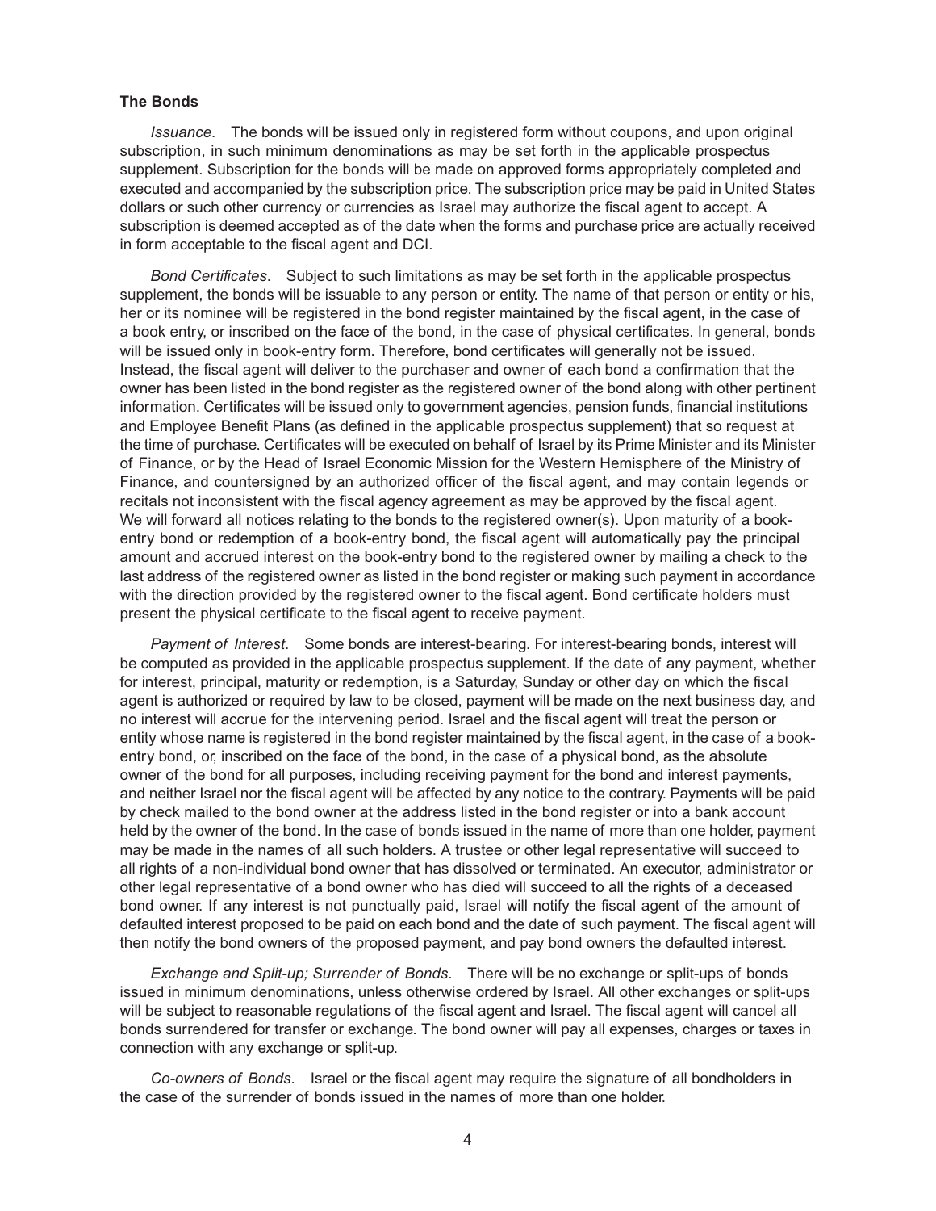### The Bonds

*Issuance*. The bonds will be issued only in registered form without coupons, and upon original subscription, in such minimum denominations as may be set forth in the applicable prospectus supplement. Subscription for the bonds will be made on approved forms appropriately completed and executed and accompanied by the subscription price. The subscription price may be paid in United States dollars or such other currency or currencies as Israel may authorize the fiscal agent to accept. A subscription is deemed accepted as of the date when the forms and purchase price are actually received in form acceptable to the fiscal agent and DCI.

*Bond Certificates*. Subject to such limitations as may be set forth in the applicable prospectus supplement, the bonds will be issuable to any person or entity. The name of that person or entity or his, her or its nominee will be registered in the bond register maintained by the fiscal agent, in the case of a book entry, or inscribed on the face of the bond, in the case of physical certificates. In general, bonds will be issued only in book-entry form. Therefore, bond certificates will generally not be issued. Instead, the fiscal agent will deliver to the purchaser and owner of each bond a confirmation that the owner has been listed in the bond register as the registered owner of the bond along with other pertinent information. Certificates will be issued only to government agencies, pension funds, financial institutions and Employee Benefit Plans (as defined in the applicable prospectus supplement) that so request at the time of purchase. Certificates will be executed on behalf of Israel by its Prime Minister and its Minister of Finance, or by the Head of Israel Economic Mission for the Western Hemisphere of the Ministry of Finance, and countersigned by an authorized officer of the fiscal agent, and may contain legends or recitals not inconsistent with the fiscal agency agreement as may be approved by the fiscal agent. We will forward all notices relating to the bonds to the registered owner(s). Upon maturity of a book-entry bond or redemption of a book-entry bond, the fiscal agent will automatically pay the principal amount and accrued interest on the book-entry bond to the registered owner by mailing a check to the last address of the registered owner as listed in the bond register or making such payment in accordance with the direction provided by the registered owner to the fiscal agent. Bond certificate holders must present the physical certificate to the fiscal agent to receive payment.

*Payment of Interest*. Some bonds are interest-bearing. For interest-bearing bonds, interest will be computed as provided in the applicable prospectus supplement. If the date of any payment, whether for interest, principal, maturity or redemption, is a Saturday, Sunday or other day on which the fiscal agent is authorized or required by law to be closed, payment will be made on the next business day, and no interest will accrue for the intervening period. Israel and the fiscal agent will treat the person or entity whose name is registered in the bond register maintained by the fiscal agent, in the case of a book-entry bond, or, inscribed on the face of the bond, in the case of a physical bond, as the absolute owner of the bond for all purposes, including receiving payment for the bond and interest payments, and neither Israel nor the fiscal agent will be affected by any notice to the contrary. Payments will be paid by check mailed to the bond owner at the address listed in the bond register or into a bank account held by the owner of the bond. In the case of bonds issued in the name of more than one holder, payment may be made in the names of all such holders. A trustee or other legal representative will succeed to all rights of a non-individual bond owner that has dissolved or terminated. An executor, administrator or other legal representative of a bond owner who has died will succeed to all the rights of a deceased bond owner. If any interest is not punctually paid, Israel will notify the fiscal agent of the amount of defaulted interest proposed to be paid on each bond and the date of such payment. The fiscal agent will then notify the bond owners of the proposed payment, and pay bond owners the defaulted interest.

*Exchange and Split-up; Surrender of Bonds*. There will be no exchange or split-ups of bonds issued in minimum denominations, unless otherwise ordered by Israel. All other exchanges or split-ups will be subject to reasonable regulations of the fiscal agent and Israel. The fiscal agent will cancel all bonds surrendered for transfer or exchange. The bond owner will pay all expenses, charges or taxes in connection with any exchange or split-up.

*Co-owners of Bonds*. Israel or the fiscal agent may require the signature of all bondholders in the case of the surrender of bonds issued in the names of more than one holder.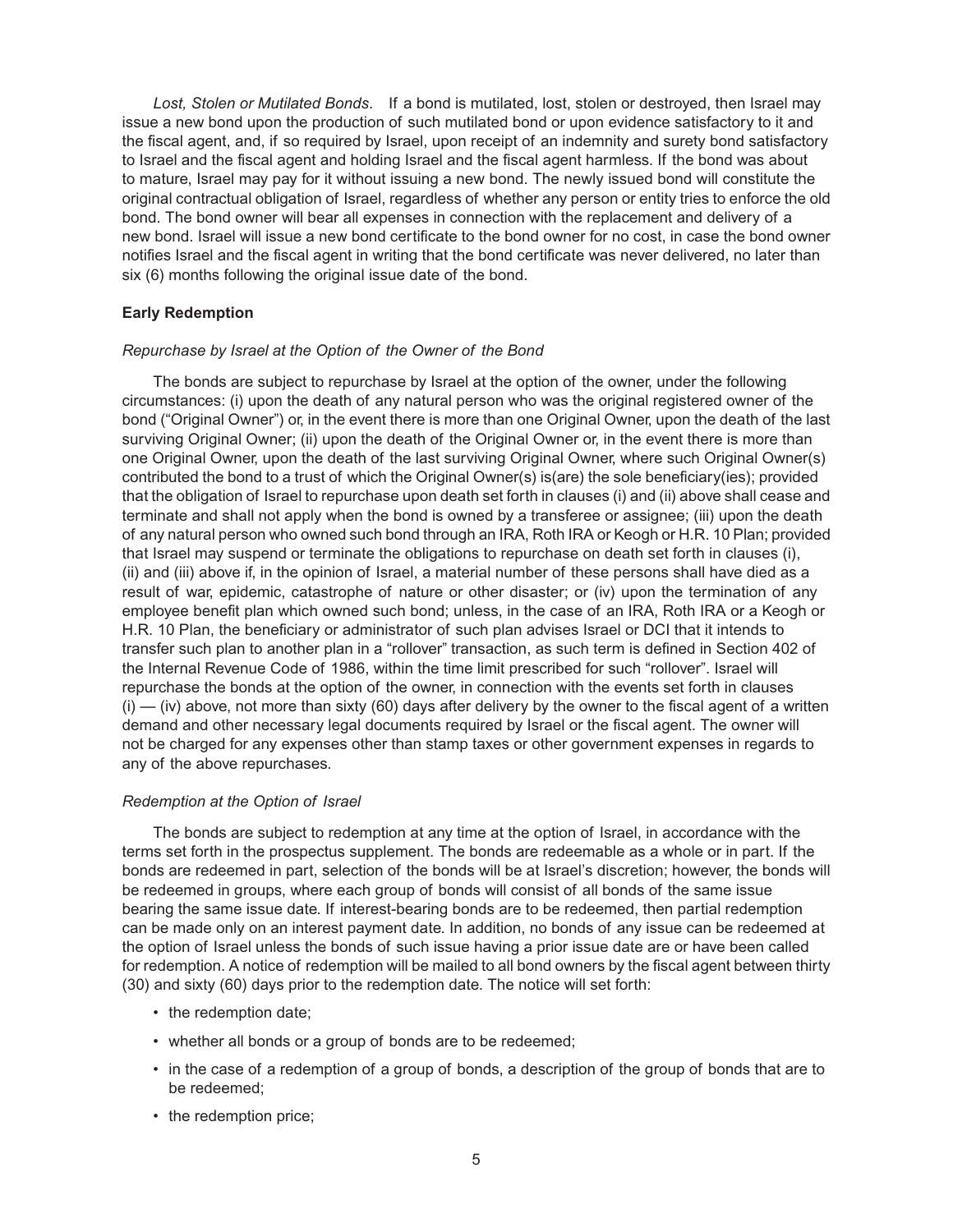*Lost, Stolen or Mutilated Bonds*. If a bond is mutilated, lost, stolen or destroyed, then Israel may issue a new bond upon the production of such mutilated bond or upon evidence satisfactory to it and the fiscal agent, and, if so required by Israel, upon receipt of an indemnity and surety bond satisfactory to Israel and the fiscal agent and holding Israel and the fiscal agent harmless. If the bond was about to mature, Israel may pay for it without issuing a new bond. The newly issued bond will constitute the original contractual obligation of Israel, regardless of whether any person or entity tries to enforce the old bond. The bond owner will bear all expenses in connection with the replacement and delivery of a new bond. Israel will issue a new bond certificate to the bond owner for no cost, in case the bond owner notifies Israel and the fiscal agent in writing that the bond certificate was never delivered, no later than six (6) months following the original issue date of the bond.

**Early Redemption**

*Repurchase by Israel at the Option of the Owner of the Bond*

The bonds are subject to repurchase by Israel at the option of the owner, under the following circumstances: (i) upon the death of any natural person who was the original registered owner of the bond ("Original Owner") or, in the event there is more than one Original Owner, upon the death of the last surviving Original Owner; (ii) upon the death of the Original Owner or, in the event there is more than one Original Owner, upon the death of the last surviving Original Owner, where such Original Owner(s) contributed the bond to a trust of which the Original Owner(s) is(are) the sole beneficiary(ies); provided that the obligation of Israel to repurchase upon death set forth in clauses (i) and (ii) above shall cease and terminate and shall not apply when the bond is owned by a transferee or assignee; (iii) upon the death of any natural person who owned such bond through an IRA, Roth IRA or Keogh or H.R. 10 Plan; provided that Israel may suspend or terminate the obligations to repurchase on death set forth in clauses (i), (ii) and (iii) above if, in the opinion of Israel, a material number of these persons shall have died as a result of war, epidemic, catastrophe of nature or other disaster; or (iv) upon the termination of any employee benefit plan which owned such bond; unless, in the case of an IRA, Roth IRA or a Keogh or H.R. 10 Plan, the beneficiary or administrator of such plan advises Israel or DCI that it intends to transfer such plan to another plan in a "rollover" transaction, as such term is defined in Section 402 of the Internal Revenue Code of 1986, within the time limit prescribed for such "rollover". Israel will repurchase the bonds at the option of the owner, in connection with the events set forth in clauses (i) — (iv) above, not more than sixty (60) days after delivery by the owner to the fiscal agent of a written demand and other necessary legal documents required by Israel or the fiscal agent. The owner will not be charged for any expenses other than stamp taxes or other government expenses in regards to any of the above repurchases.

*Redemption at the Option of Israel*

The bonds are subject to redemption at any time at the option of Israel, in accordance with the terms set forth in the prospectus supplement. The bonds are redeemable as a whole or in part. If the bonds are redeemed in part, selection of the bonds will be at Israel's discretion; however, the bonds will be redeemed in groups, where each group of bonds will consist of all bonds of the same issue bearing the same issue date. If interest-bearing bonds are to be redeemed, then partial redemption can be made only on an interest payment date. In addition, no bonds of any issue can be redeemed at the option of Israel unless the bonds of such issue having a prior issue date are or have been called for redemption. A notice of redemption will be mailed to all bond owners by the fiscal agent between thirty (30) and sixty (60) days prior to the redemption date. The notice will set forth:

- the redemption date;
- whether all bonds or a group of bonds are to be redeemed;
- in the case of a redemption of a group of bonds, a description of the group of bonds that are to be redeemed;
- the redemption price;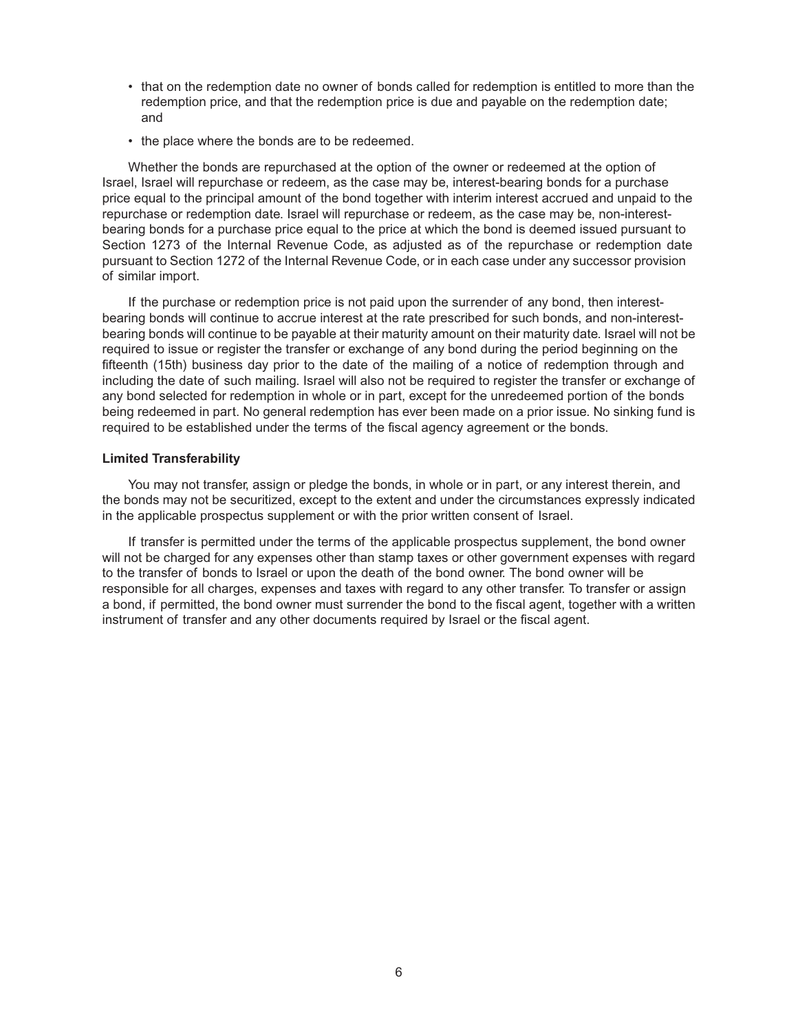- that on the redemption date no owner of bonds called for redemption is entitled to more than the redemption price, and that the redemption price is due and payable on the redemption date; and
- the place where the bonds are to be redeemed.

Whether the bonds are repurchased at the option of the owner or redeemed at the option of Israel, Israel will repurchase or redeem, as the case may be, interest-bearing bonds for a purchase price equal to the principal amount of the bond together with interim interest accrued and unpaid to the repurchase or redemption date. Israel will repurchase or redeem, as the case may be, non-interest-bearing bonds for a purchase price equal to the price at which the bond is deemed issued pursuant to Section 1273 of the Internal Revenue Code, as adjusted as of the repurchase or redemption date pursuant to Section 1272 of the Internal Revenue Code, or in each case under any successor provision of similar import.

If the purchase or redemption price is not paid upon the surrender of any bond, then interest-bearing bonds will continue to accrue interest at the rate prescribed for such bonds, and non-interest-bearing bonds will continue to be payable at their maturity amount on their maturity date. Israel will not be required to issue or register the transfer or exchange of any bond during the period beginning on the fifteenth (15th) business day prior to the date of the mailing of a notice of redemption through and including the date of such mailing. Israel will also not be required to register the transfer or exchange of any bond selected for redemption in whole or in part, except for the unredeemed portion of the bonds being redeemed in part. No general redemption has ever been made on a prior issue. No sinking fund is required to be established under the terms of the fiscal agency agreement or the bonds.

**Limited Transferability**

You may not transfer, assign or pledge the bonds, in whole or in part, or any interest therein, and the bonds may not be securitized, except to the extent and under the circumstances expressly indicated in the applicable prospectus supplement or with the prior written consent of Israel.

If transfer is permitted under the terms of the applicable prospectus supplement, the bond owner will not be charged for any expenses other than stamp taxes or other government expenses with regard to the transfer of bonds to Israel or upon the death of the bond owner. The bond owner will be responsible for all charges, expenses and taxes with regard to any other transfer. To transfer or assign a bond, if permitted, the bond owner must surrender the bond to the fiscal agent, together with a written instrument of transfer and any other documents required by Israel or the fiscal agent.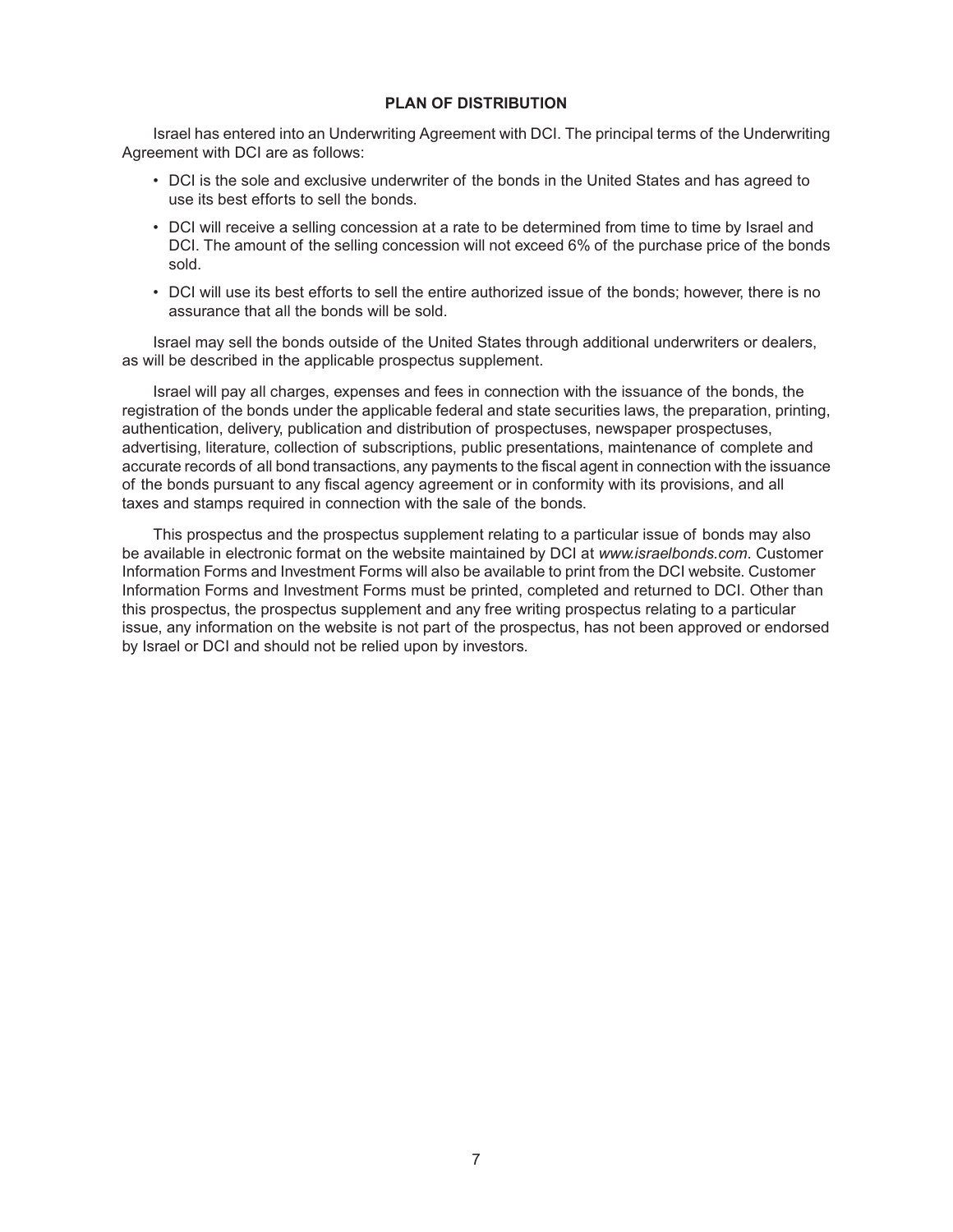## PLAN OF DISTRIBUTION

Israel has entered into an Underwriting Agreement with DCI. The principal terms of the Underwriting Agreement with DCI are as follows:

- DCI is the sole and exclusive underwriter of the bonds in the United States and has agreed to use its best efforts to sell the bonds.
- DCI will receive a selling concession at a rate to be determined from time to time by Israel and DCI. The amount of the selling concession will not exceed 6% of the purchase price of the bonds sold.
- DCI will use its best efforts to sell the entire authorized issue of the bonds; however, there is no assurance that all the bonds will be sold.

Israel may sell the bonds outside of the United States through additional underwriters or dealers, as will be described in the applicable prospectus supplement.

Israel will pay all charges, expenses and fees in connection with the issuance of the bonds, the registration of the bonds under the applicable federal and state securities laws, the preparation, printing, authentication, delivery, publication and distribution of prospectuses, newspaper prospectuses, advertising, literature, collection of subscriptions, public presentations, maintenance of complete and accurate records of all bond transactions, any payments to the fiscal agent in connection with the issuance of the bonds pursuant to any fiscal agency agreement or in conformity with its provisions, and all taxes and stamps required in connection with the sale of the bonds.

This prospectus and the prospectus supplement relating to a particular issue of bonds may also be available in electronic format on the website maintained by DCI at *www.israelbonds.com*. Customer Information Forms and Investment Forms will also be available to print from the DCI website. Customer Information Forms and Investment Forms must be printed, completed and returned to DCI. Other than this prospectus, the prospectus supplement and any free writing prospectus relating to a particular issue, any information on the website is not part of the prospectus, has not been approved or endorsed by Israel or DCI and should not be relied upon by investors.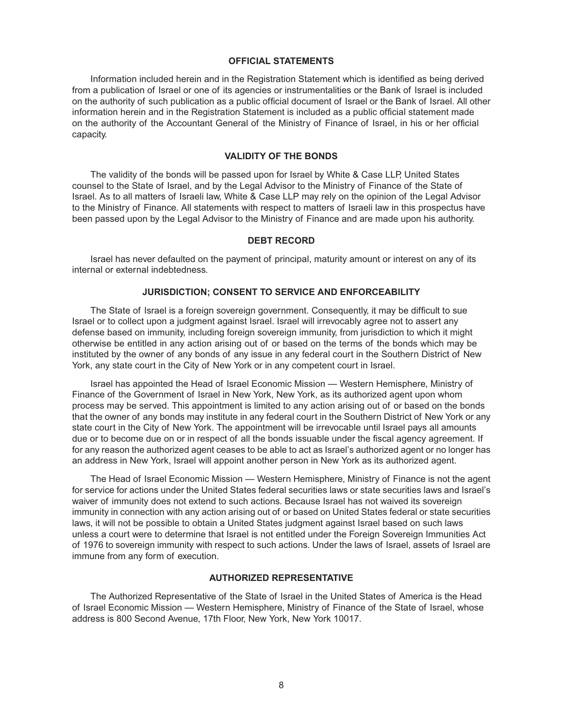## OFFICIAL STATEMENTS

Information included herein and in the Registration Statement which is identified as being derived from a publication of Israel or one of its agencies or instrumentalities or the Bank of Israel is included on the authority of such publication as a public official document of Israel or the Bank of Israel. All other information herein and in the Registration Statement is included as a public official statement made on the authority of the Accountant General of the Ministry of Finance of Israel, in his or her official capacity.

## VALIDITY OF THE BONDS

The validity of the bonds will be passed upon for Israel by White & Case LLP, United States counsel to the State of Israel, and by the Legal Advisor to the Ministry of Finance of the State of Israel. As to all matters of Israeli law, White & Case LLP may rely on the opinion of the Legal Advisor to the Ministry of Finance. All statements with respect to matters of Israeli law in this prospectus have been passed upon by the Legal Advisor to the Ministry of Finance and are made upon his authority.

## DEBT RECORD

Israel has never defaulted on the payment of principal, maturity amount or interest on any of its internal or external indebtedness.

## JURISDICTION; CONSENT TO SERVICE AND ENFORCEABILITY

The State of Israel is a foreign sovereign government. Consequently, it may be difficult to sue Israel or to collect upon a judgment against Israel. Israel will irrevocably agree not to assert any defense based on immunity, including foreign sovereign immunity, from jurisdiction to which it might otherwise be entitled in any action arising out of or based on the terms of the bonds which may be instituted by the owner of any bonds of any issue in any federal court in the Southern District of New York, any state court in the City of New York or in any competent court in Israel.

Israel has appointed the Head of Israel Economic Mission — Western Hemisphere, Ministry of Finance of the Government of Israel in New York, New York, as its authorized agent upon whom process may be served. This appointment is limited to any action arising out of or based on the bonds that the owner of any bonds may institute in any federal court in the Southern District of New York or any state court in the City of New York. The appointment will be irrevocable until Israel pays all amounts due or to become due on or in respect of all the bonds issuable under the fiscal agency agreement. If for any reason the authorized agent ceases to be able to act as Israel's authorized agent or no longer has an address in New York, Israel will appoint another person in New York as its authorized agent.

The Head of Israel Economic Mission — Western Hemisphere, Ministry of Finance is not the agent for service for actions under the United States federal securities laws or state securities laws and Israel's waiver of immunity does not extend to such actions. Because Israel has not waived its sovereign immunity in connection with any action arising out of or based on United States federal or state securities laws, it will not be possible to obtain a United States judgment against Israel based on such laws unless a court were to determine that Israel is not entitled under the Foreign Sovereign Immunities Act of 1976 to sovereign immunity with respect to such actions. Under the laws of Israel, assets of Israel are immune from any form of execution.

## AUTHORIZED REPRESENTATIVE

The Authorized Representative of the State of Israel in the United States of America is the Head of Israel Economic Mission — Western Hemisphere, Ministry of Finance of the State of Israel, whose address is 800 Second Avenue, 17th Floor, New York, New York 10017.